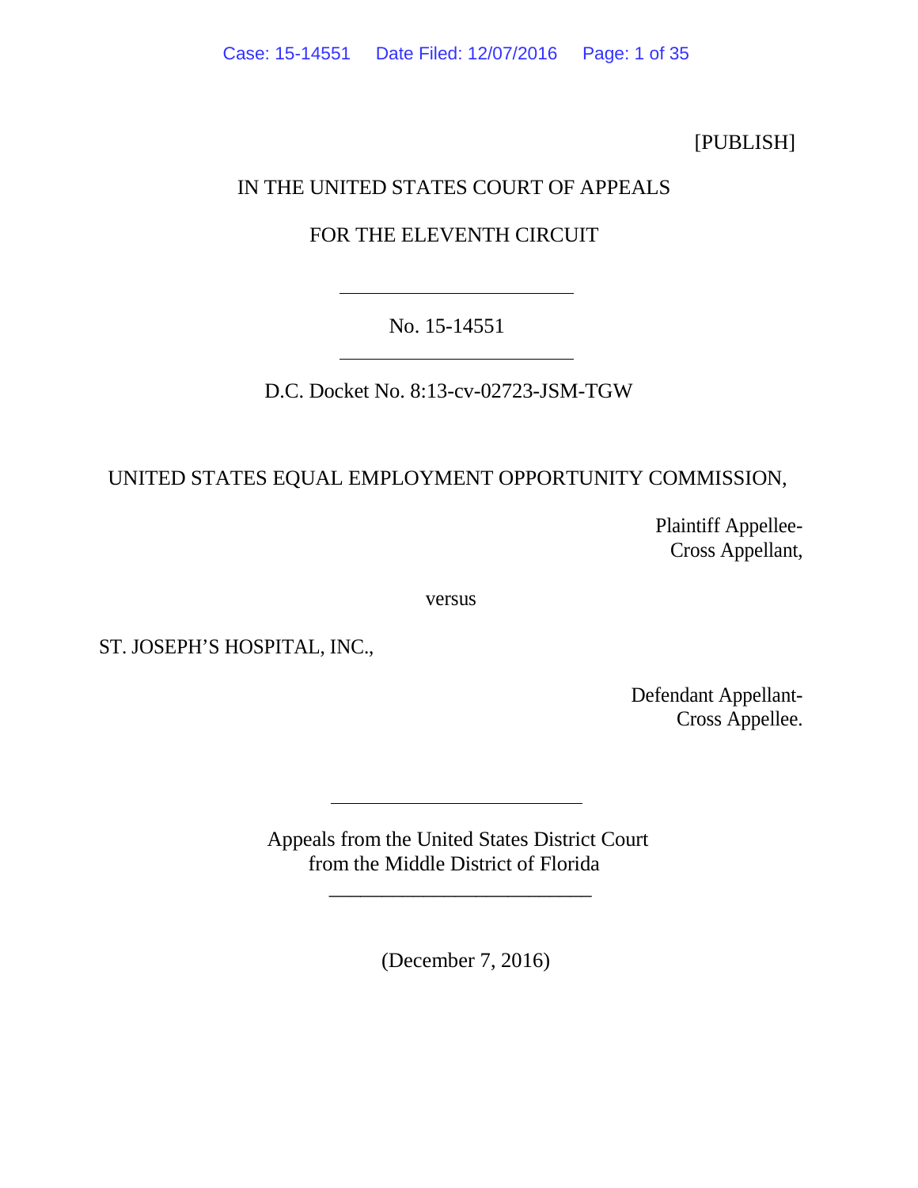[PUBLISH]

IN THE UNITED STATES COURT OF APPEALS

FOR THE ELEVENTH CIRCUIT

---

No. 15-14551

---

D.C. Docket No. 8:13-cv-02723-JSM-TGW

UNITED STATES EQUAL EMPLOYMENT OPPORTUNITY COMMISSION,

Plaintiff Appellee-
Cross Appellant,

versus

ST. JOSEPH'S HOSPITAL, INC.,

Defendant Appellant-
Cross Appellee.

---

Appeals from the United States District Court
from the Middle District of Florida

---

(December 7, 2016)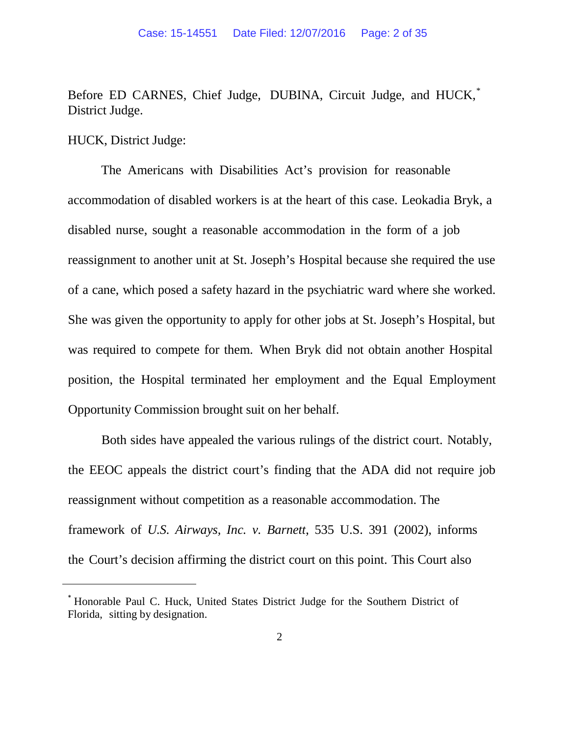Before ED CARNES, Chief Judge, DUBINA, Circuit Judge, and HUCK,[*] District Judge.

HUCK, District Judge:

The Americans with Disabilities Act's provision for reasonable accommodation of disabled workers is at the heart of this case. Leokadia Bryk, a disabled nurse, sought a reasonable accommodation in the form of a job reassignment to another unit at St. Joseph's Hospital because she required the use of a cane, which posed a safety hazard in the psychiatric ward where she worked. She was given the opportunity to apply for other jobs at St. Joseph's Hospital, but was required to compete for them. When Bryk did not obtain another Hospital position, the Hospital terminated her employment and the Equal Employment Opportunity Commission brought suit on her behalf.

Both sides have appealed the various rulings of the district court. Notably, the EEOC appeals the district court's finding that the ADA did not require job reassignment without competition as a reasonable accommodation. The framework of *U.S. Airways, Inc. v. Barnett*, 535 U.S. 391 (2002), informs the Court's decision affirming the district court on this point. This Court also

---

[*] Honorable Paul C. Huck, United States District Judge for the Southern District of Florida, sitting by designation.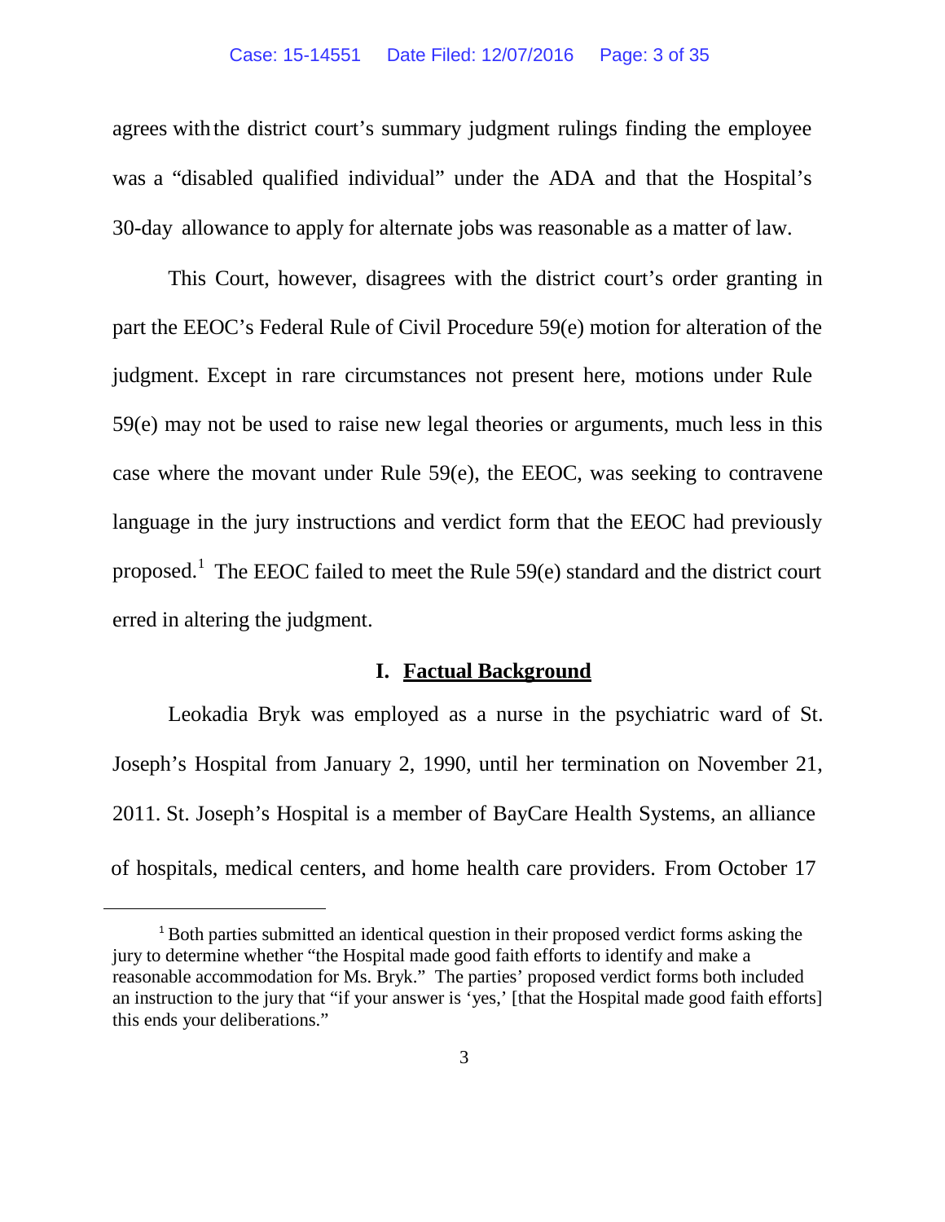agrees with the district court's summary judgment rulings finding the employee was a "disabled qualified individual" under the ADA and that the Hospital's 30-day allowance to apply for alternate jobs was reasonable as a matter of law.

This Court, however, disagrees with the district court's order granting in part the EEOC's Federal Rule of Civil Procedure 59(e) motion for alteration of the judgment. Except in rare circumstances not present here, motions under Rule 59(e) may not be used to raise new legal theories or arguments, much less in this case where the movant under Rule 59(e), the EEOC, was seeking to contravene language in the jury instructions and verdict form that the EEOC had previously proposed.[1] The EEOC failed to meet the Rule 59(e) standard and the district court erred in altering the judgment.

## I. Factual Background

Leokadia Bryk was employed as a nurse in the psychiatric ward of St. Joseph's Hospital from January 2, 1990, until her termination on November 21, 2011. St. Joseph's Hospital is a member of BayCare Health Systems, an alliance of hospitals, medical centers, and home health care providers. From October 17

---

[1] Both parties submitted an identical question in their proposed verdict forms asking the jury to determine whether "the Hospital made good faith efforts to identify and make a reasonable accommodation for Ms. Bryk." The parties' proposed verdict forms both included an instruction to the jury that "if your answer is 'yes,' [that the Hospital made good faith efforts] this ends your deliberations."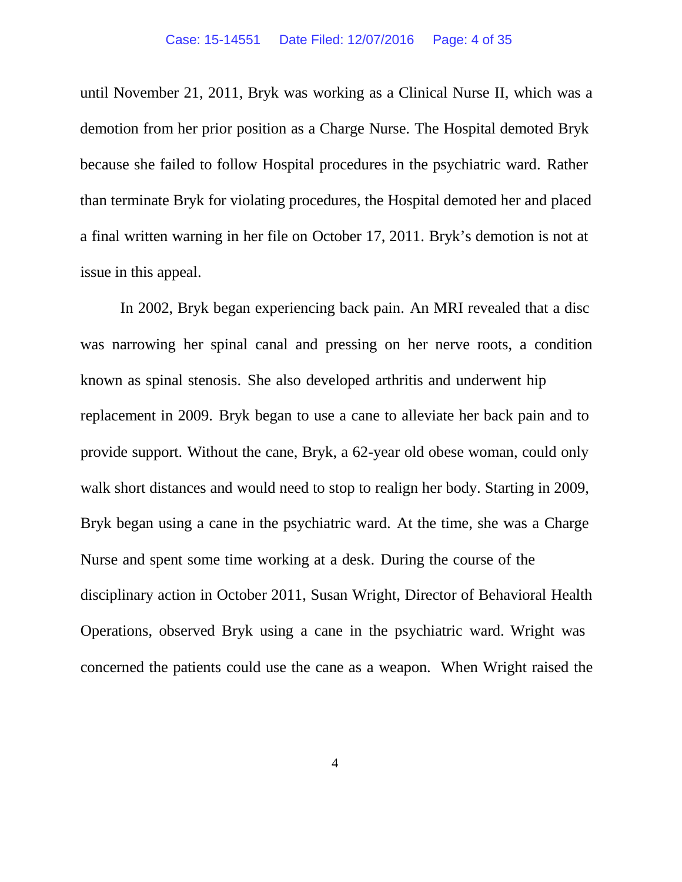until November 21, 2011, Bryk was working as a Clinical Nurse II, which was a demotion from her prior position as a Charge Nurse. The Hospital demoted Bryk because she failed to follow Hospital procedures in the psychiatric ward. Rather than terminate Bryk for violating procedures, the Hospital demoted her and placed a final written warning in her file on October 17, 2011. Bryk's demotion is not at issue in this appeal.

In 2002, Bryk began experiencing back pain. An MRI revealed that a disc was narrowing her spinal canal and pressing on her nerve roots, a condition known as spinal stenosis. She also developed arthritis and underwent hip replacement in 2009. Bryk began to use a cane to alleviate her back pain and to provide support. Without the cane, Bryk, a 62-year old obese woman, could only walk short distances and would need to stop to realign her body. Starting in 2009, Bryk began using a cane in the psychiatric ward. At the time, she was a Charge Nurse and spent some time working at a desk. During the course of the disciplinary action in October 2011, Susan Wright, Director of Behavioral Health Operations, observed Bryk using a cane in the psychiatric ward. Wright was concerned the patients could use the cane as a weapon. When Wright raised the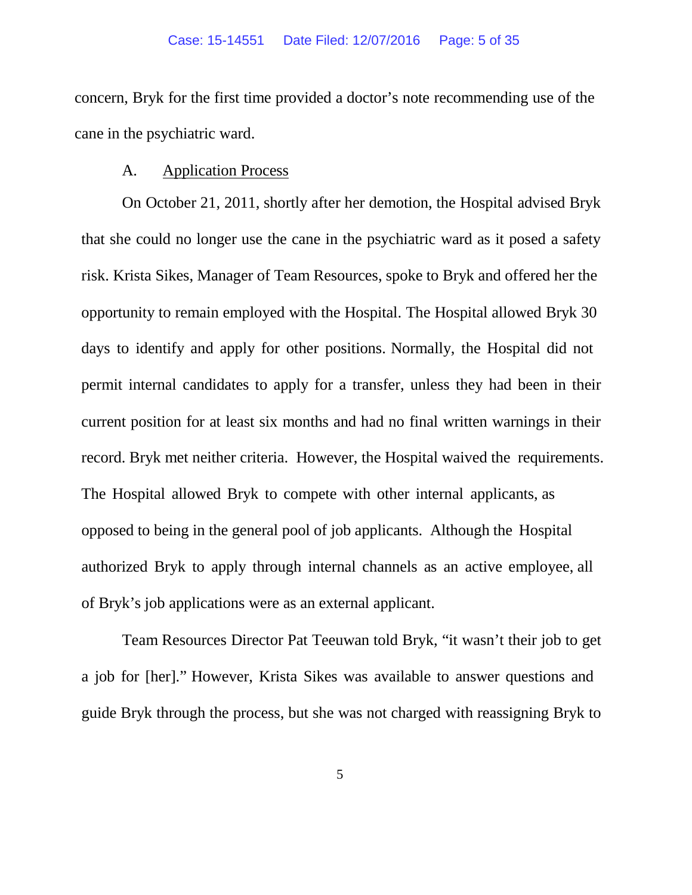concern, Bryk for the first time provided a doctor's note recommending use of the cane in the psychiatric ward.

A. Application Process

On October 21, 2011, shortly after her demotion, the Hospital advised Bryk that she could no longer use the cane in the psychiatric ward as it posed a safety risk. Krista Sikes, Manager of Team Resources, spoke to Bryk and offered her the opportunity to remain employed with the Hospital. The Hospital allowed Bryk 30 days to identify and apply for other positions. Normally, the Hospital did not permit internal candidates to apply for a transfer, unless they had been in their current position for at least six months and had no final written warnings in their record. Bryk met neither criteria. However, the Hospital waived the requirements. The Hospital allowed Bryk to compete with other internal applicants, as opposed to being in the general pool of job applicants. Although the Hospital authorized Bryk to apply through internal channels as an active employee, all of Bryk's job applications were as an external applicant.

Team Resources Director Pat Teeuwan told Bryk, "it wasn't their job to get a job for [her]." However, Krista Sikes was available to answer questions and guide Bryk through the process, but she was not charged with reassigning Bryk to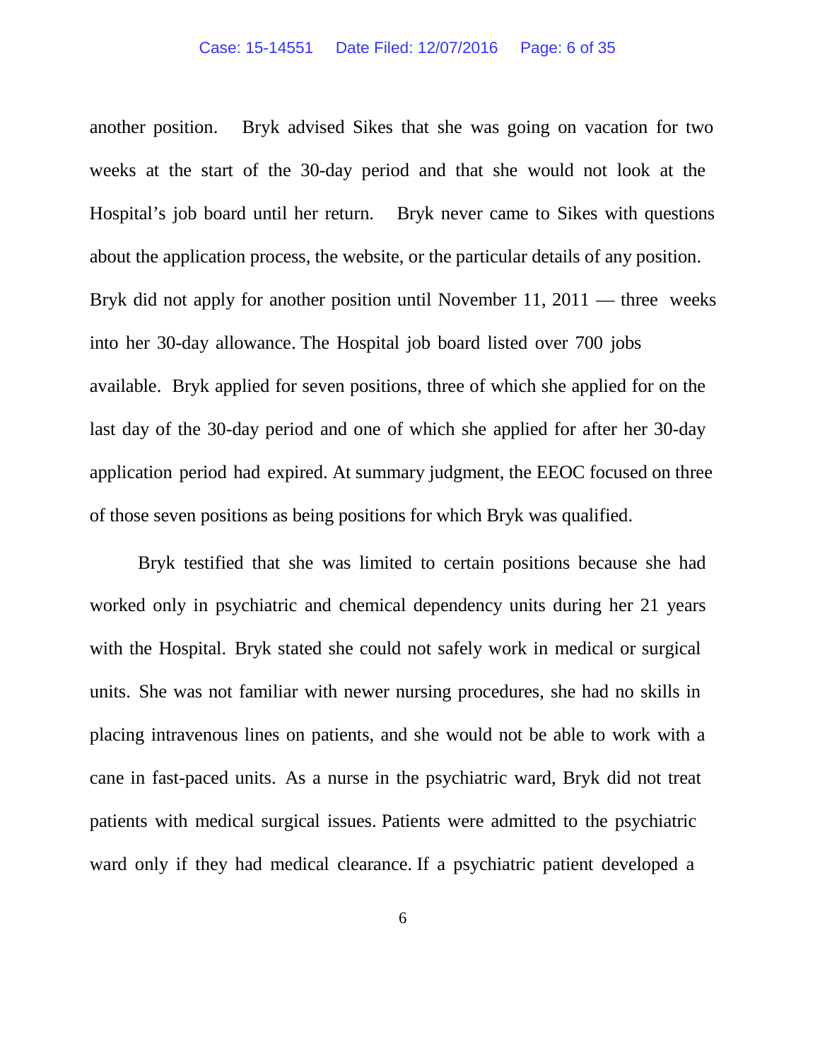another position. Bryk advised Sikes that she was going on vacation for two weeks at the start of the 30-day period and that she would not look at the Hospital's job board until her return. Bryk never came to Sikes with questions about the application process, the website, or the particular details of any position. Bryk did not apply for another position until November 11, 2011 — three weeks into her 30-day allowance. The Hospital job board listed over 700 jobs available. Bryk applied for seven positions, three of which she applied for on the last day of the 30-day period and one of which she applied for after her 30-day application period had expired. At summary judgment, the EEOC focused on three of those seven positions as being positions for which Bryk was qualified.

Bryk testified that she was limited to certain positions because she had worked only in psychiatric and chemical dependency units during her 21 years with the Hospital. Bryk stated she could not safely work in medical or surgical units. She was not familiar with newer nursing procedures, she had no skills in placing intravenous lines on patients, and she would not be able to work with a cane in fast-paced units. As a nurse in the psychiatric ward, Bryk did not treat patients with medical surgical issues. Patients were admitted to the psychiatric ward only if they had medical clearance. If a psychiatric patient developed a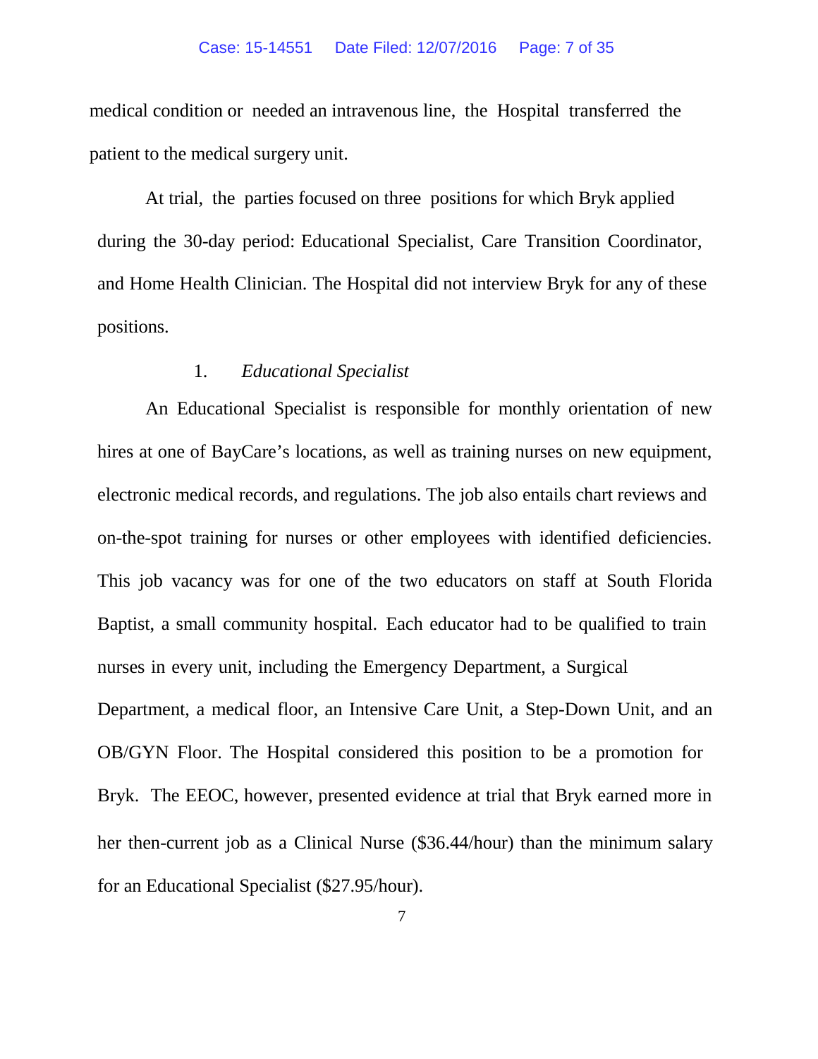medical condition or needed an intravenous line, the Hospital transferred the patient to the medical surgery unit.

At trial, the parties focused on three positions for which Bryk applied during the 30-day period: Educational Specialist, Care Transition Coordinator, and Home Health Clinician. The Hospital did not interview Bryk for any of these positions.

1. *Educational Specialist*

An Educational Specialist is responsible for monthly orientation of new hires at one of BayCare's locations, as well as training nurses on new equipment, electronic medical records, and regulations. The job also entails chart reviews and on-the-spot training for nurses or other employees with identified deficiencies. This job vacancy was for one of the two educators on staff at South Florida Baptist, a small community hospital. Each educator had to be qualified to train nurses in every unit, including the Emergency Department, a Surgical Department, a medical floor, an Intensive Care Unit, a Step-Down Unit, and an OB/GYN Floor. The Hospital considered this position to be a promotion for Bryk. The EEOC, however, presented evidence at trial that Bryk earned more in her then-current job as a Clinical Nurse ($36.44/hour) than the minimum salary for an Educational Specialist ($27.95/hour).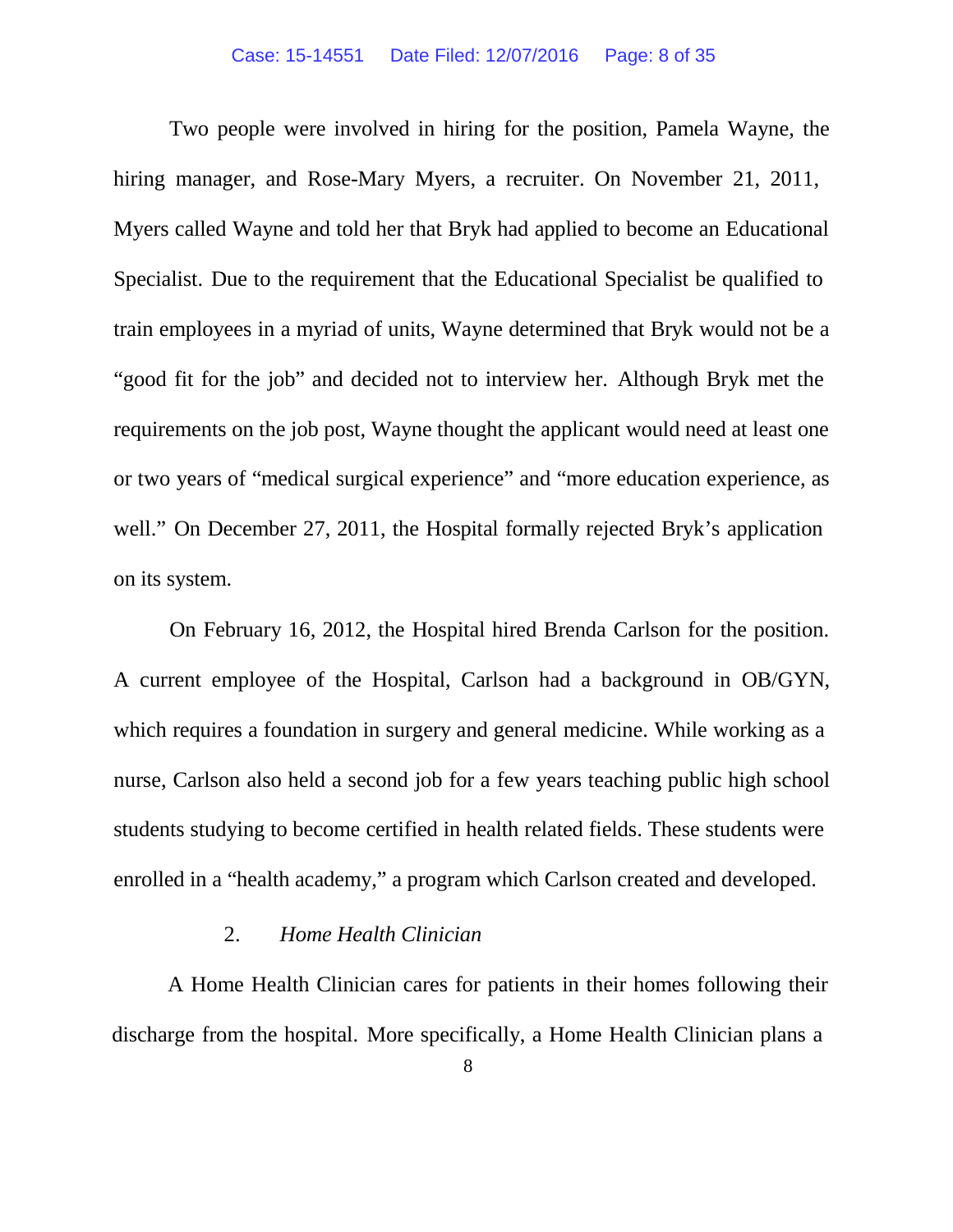Two people were involved in hiring for the position, Pamela Wayne, the hiring manager, and Rose-Mary Myers, a recruiter. On November 21, 2011, Myers called Wayne and told her that Bryk had applied to become an Educational Specialist. Due to the requirement that the Educational Specialist be qualified to train employees in a myriad of units, Wayne determined that Bryk would not be a "good fit for the job" and decided not to interview her. Although Bryk met the requirements on the job post, Wayne thought the applicant would need at least one or two years of "medical surgical experience" and "more education experience, as well." On December 27, 2011, the Hospital formally rejected Bryk's application on its system.

On February 16, 2012, the Hospital hired Brenda Carlson for the position. A current employee of the Hospital, Carlson had a background in OB/GYN, which requires a foundation in surgery and general medicine. While working as a nurse, Carlson also held a second job for a few years teaching public high school students studying to become certified in health related fields. These students were enrolled in a "health academy," a program which Carlson created and developed.

2. *Home Health Clinician*

A Home Health Clinician cares for patients in their homes following their discharge from the hospital. More specifically, a Home Health Clinician plans a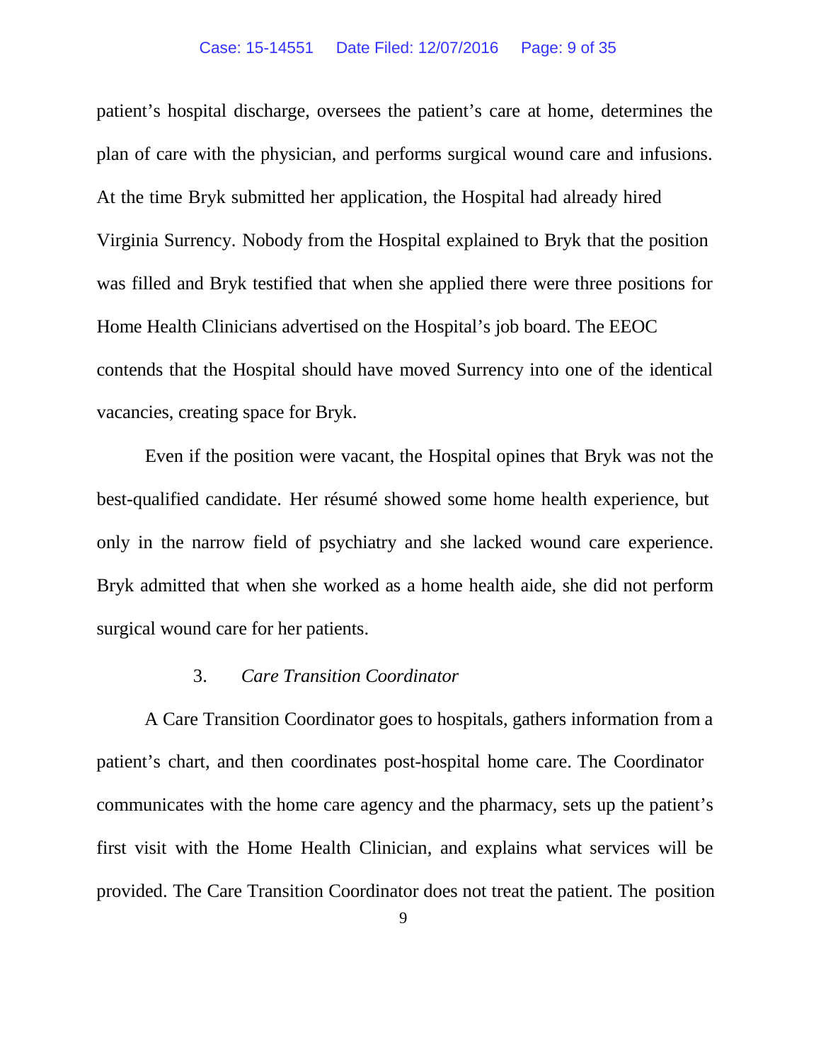patient's hospital discharge, oversees the patient's care at home, determines the plan of care with the physician, and performs surgical wound care and infusions. At the time Bryk submitted her application, the Hospital had already hired Virginia Surrency. Nobody from the Hospital explained to Bryk that the position was filled and Bryk testified that when she applied there were three positions for Home Health Clinicians advertised on the Hospital's job board. The EEOC contends that the Hospital should have moved Surrency into one of the identical vacancies, creating space for Bryk.

Even if the position were vacant, the Hospital opines that Bryk was not the best-qualified candidate. Her résumé showed some home health experience, but only in the narrow field of psychiatry and she lacked wound care experience. Bryk admitted that when she worked as a home health aide, she did not perform surgical wound care for her patients.

### 3. *Care Transition Coordinator*

A Care Transition Coordinator goes to hospitals, gathers information from a patient's chart, and then coordinates post-hospital home care. The Coordinator communicates with the home care agency and the pharmacy, sets up the patient's first visit with the Home Health Clinician, and explains what services will be provided. The Care Transition Coordinator does not treat the patient. The position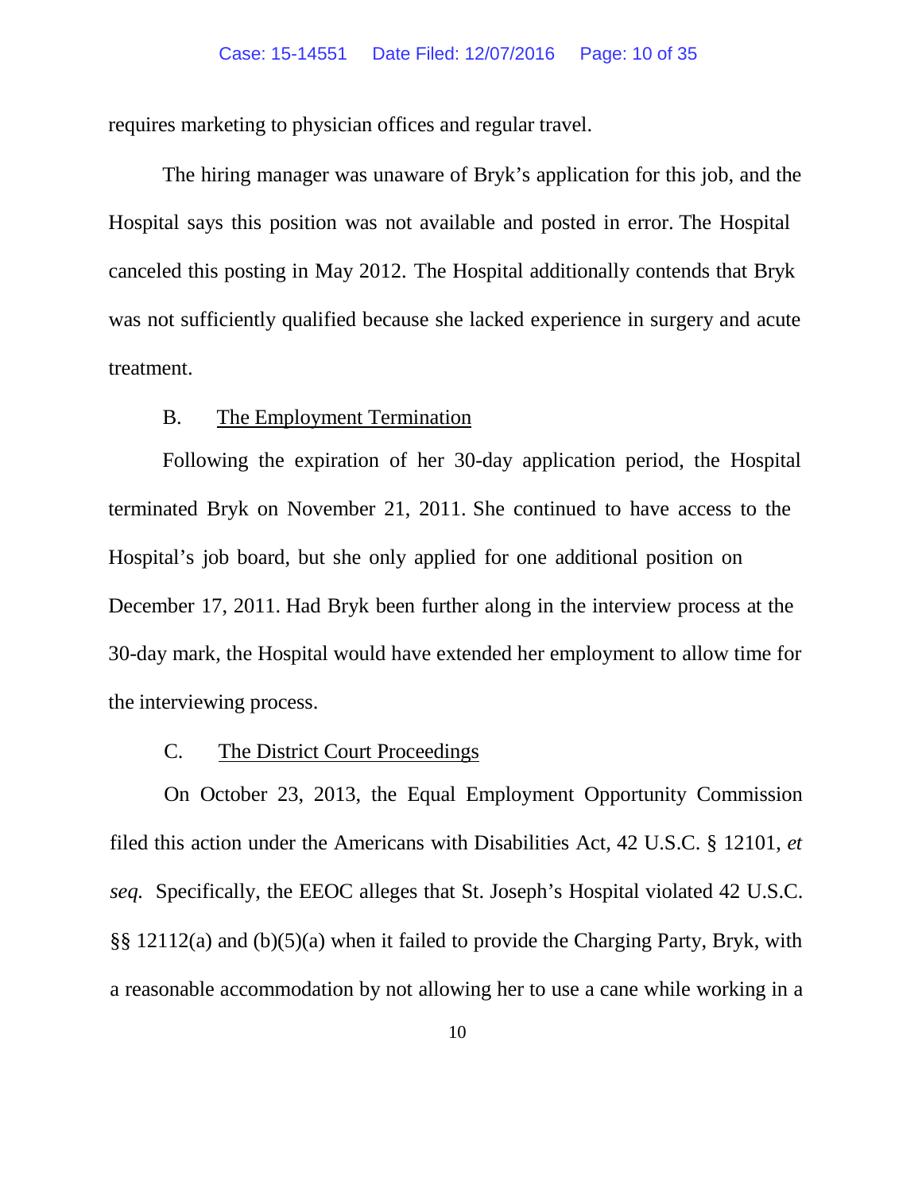requires marketing to physician offices and regular travel.

The hiring manager was unaware of Bryk's application for this job, and the Hospital says this position was not available and posted in error. The Hospital canceled this posting in May 2012. The Hospital additionally contends that Bryk was not sufficiently qualified because she lacked experience in surgery and acute treatment.

### B. The Employment Termination

Following the expiration of her 30-day application period, the Hospital terminated Bryk on November 21, 2011. She continued to have access to the Hospital's job board, but she only applied for one additional position on December 17, 2011. Had Bryk been further along in the interview process at the 30-day mark, the Hospital would have extended her employment to allow time for the interviewing process.

### C. The District Court Proceedings

On October 23, 2013, the Equal Employment Opportunity Commission filed this action under the Americans with Disabilities Act, 42 U.S.C. § 12101, *et seq.* Specifically, the EEOC alleges that St. Joseph's Hospital violated 42 U.S.C. §§ 12112(a) and (b)(5)(a) when it failed to provide the Charging Party, Bryk, with a reasonable accommodation by not allowing her to use a cane while working in a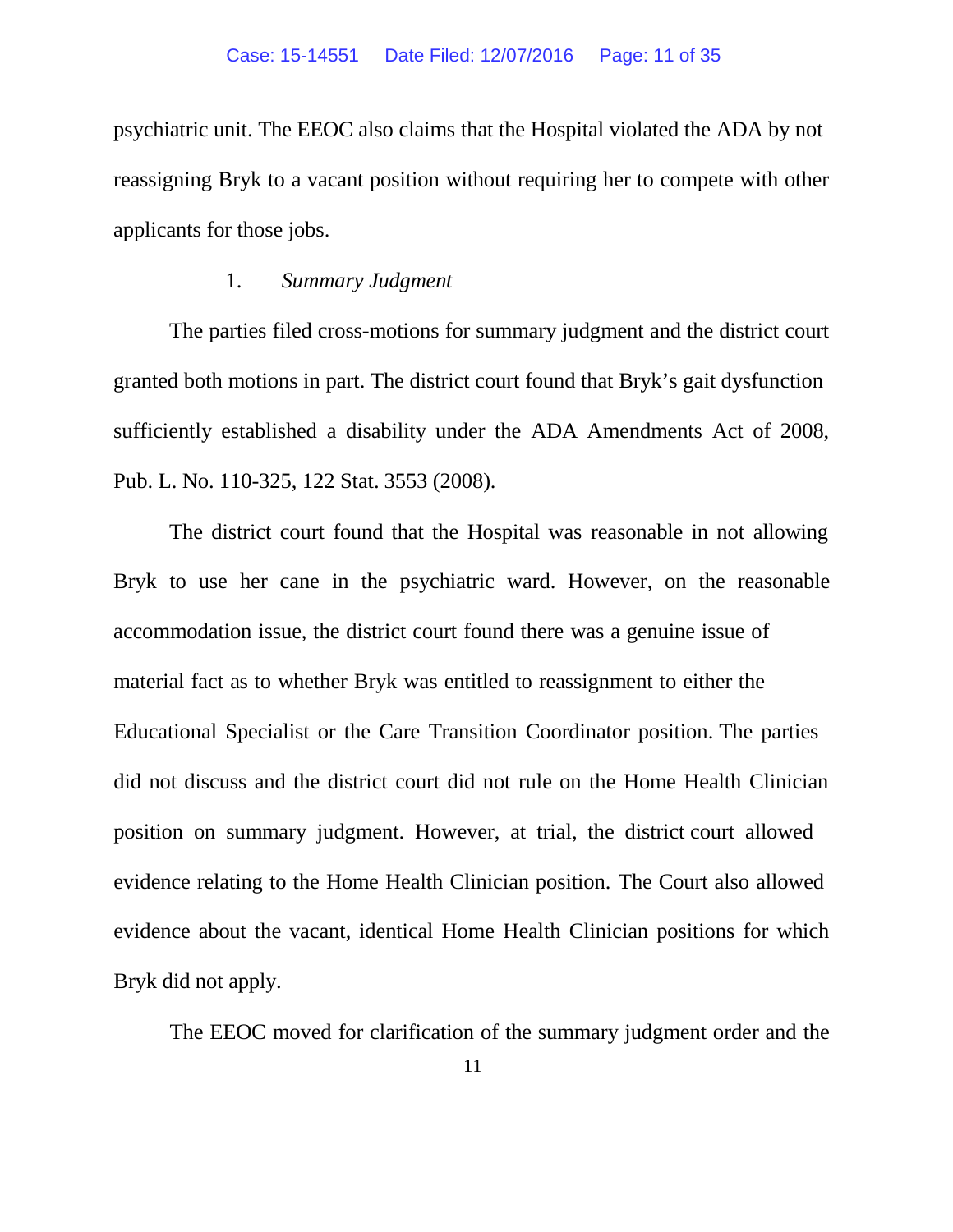psychiatric unit. The EEOC also claims that the Hospital violated the ADA by not reassigning Bryk to a vacant position without requiring her to compete with other applicants for those jobs.

### 1. *Summary Judgment*

The parties filed cross-motions for summary judgment and the district court granted both motions in part. The district court found that Bryk's gait dysfunction sufficiently established a disability under the ADA Amendments Act of 2008, Pub. L. No. 110-325, 122 Stat. 3553 (2008).

The district court found that the Hospital was reasonable in not allowing Bryk to use her cane in the psychiatric ward. However, on the reasonable accommodation issue, the district court found there was a genuine issue of material fact as to whether Bryk was entitled to reassignment to either the Educational Specialist or the Care Transition Coordinator position. The parties did not discuss and the district court did not rule on the Home Health Clinician position on summary judgment. However, at trial, the district court allowed evidence relating to the Home Health Clinician position. The Court also allowed evidence about the vacant, identical Home Health Clinician positions for which Bryk did not apply.

The EEOC moved for clarification of the summary judgment order and the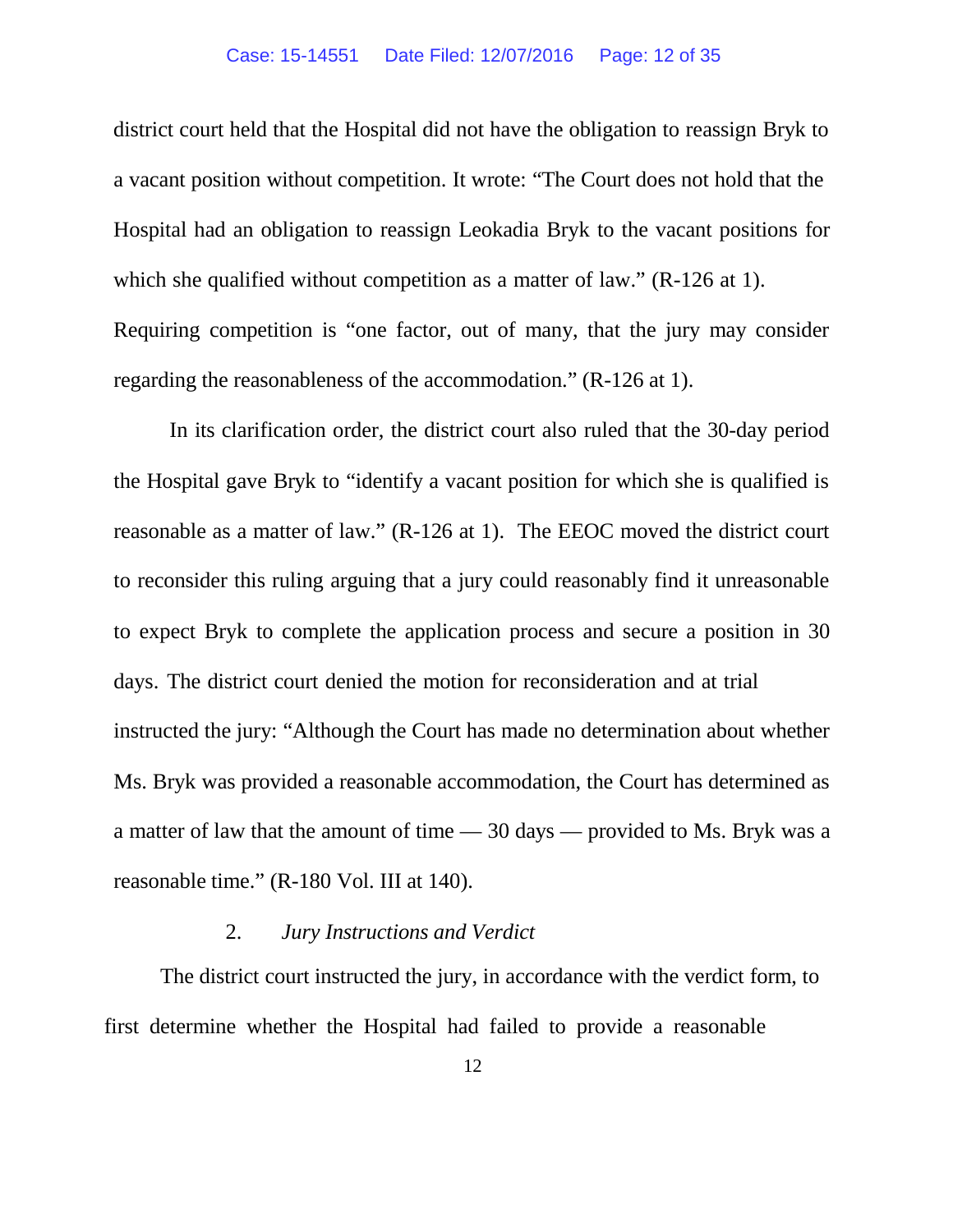district court held that the Hospital did not have the obligation to reassign Bryk to a vacant position without competition. It wrote: "The Court does not hold that the Hospital had an obligation to reassign Leokadia Bryk to the vacant positions for which she qualified without competition as a matter of law." (R-126 at 1). Requiring competition is "one factor, out of many, that the jury may consider regarding the reasonableness of the accommodation." (R-126 at 1).

In its clarification order, the district court also ruled that the 30-day period the Hospital gave Bryk to "identify a vacant position for which she is qualified is reasonable as a matter of law." (R-126 at 1). The EEOC moved the district court to reconsider this ruling arguing that a jury could reasonably find it unreasonable to expect Bryk to complete the application process and secure a position in 30 days. The district court denied the motion for reconsideration and at trial instructed the jury: "Although the Court has made no determination about whether Ms. Bryk was provided a reasonable accommodation, the Court has determined as a matter of law that the amount of time — 30 days — provided to Ms. Bryk was a reasonable time." (R-180 Vol. III at 140).

### 2. *Jury Instructions and Verdict*

The district court instructed the jury, in accordance with the verdict form, to first determine whether the Hospital had failed to provide a reasonable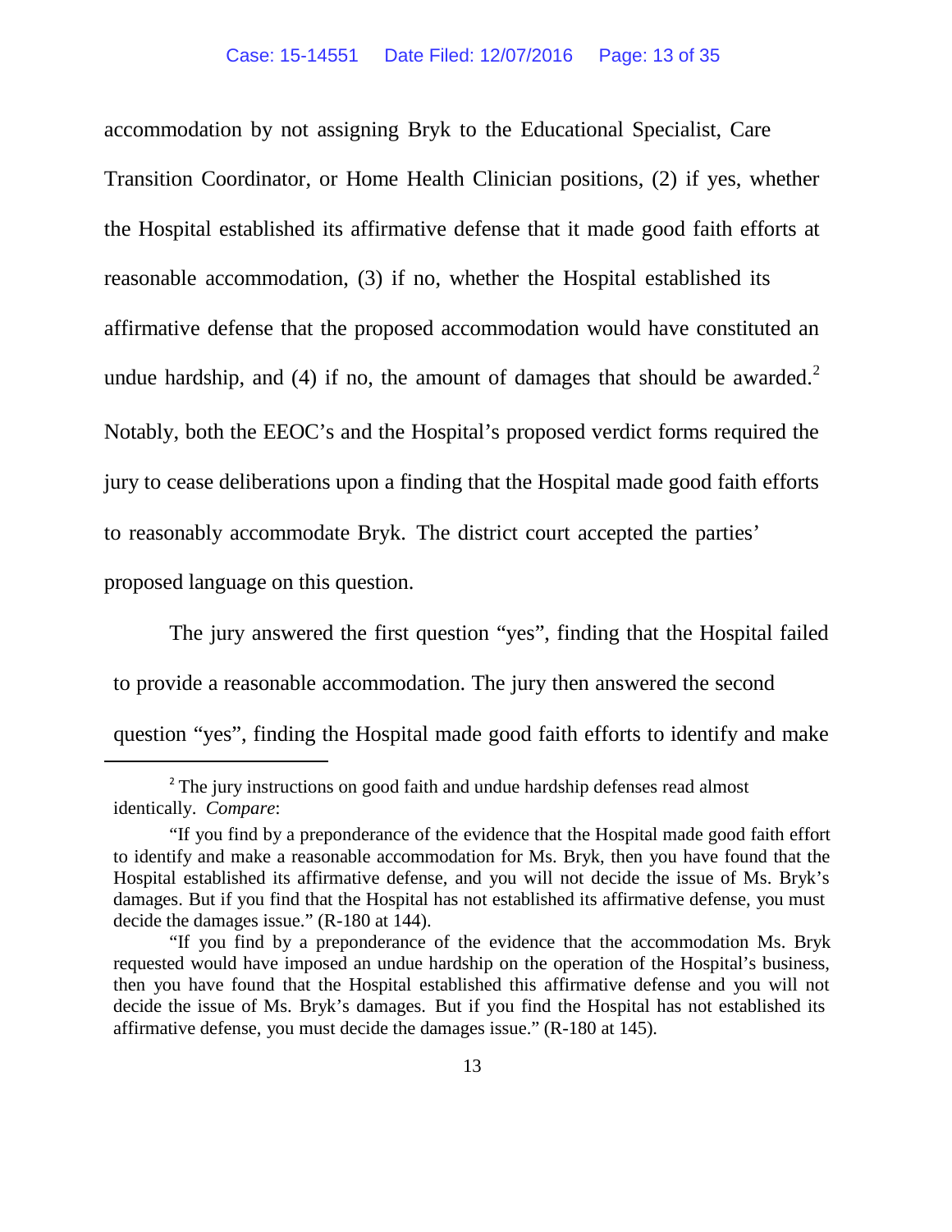accommodation by not assigning Bryk to the Educational Specialist, Care Transition Coordinator, or Home Health Clinician positions, (2) if yes, whether the Hospital established its affirmative defense that it made good faith efforts at reasonable accommodation, (3) if no, whether the Hospital established its affirmative defense that the proposed accommodation would have constituted an undue hardship, and (4) if no, the amount of damages that should be awarded.[2] Notably, both the EEOC's and the Hospital's proposed verdict forms required the jury to cease deliberations upon a finding that the Hospital made good faith efforts to reasonably accommodate Bryk. The district court accepted the parties' proposed language on this question.

The jury answered the first question "yes", finding that the Hospital failed to provide a reasonable accommodation. The jury then answered the second question "yes", finding the Hospital made good faith efforts to identify and make

---

[2] The jury instructions on good faith and undue hardship defenses read almost identically. *Compare*:

"If you find by a preponderance of the evidence that the Hospital made good faith effort to identify and make a reasonable accommodation for Ms. Bryk, then you have found that the Hospital established its affirmative defense, and you will not decide the issue of Ms. Bryk's damages. But if you find that the Hospital has not established its affirmative defense, you must decide the damages issue." (R-180 at 144).

"If you find by a preponderance of the evidence that the accommodation Ms. Bryk requested would have imposed an undue hardship on the operation of the Hospital's business, then you have found that the Hospital established this affirmative defense and you will not decide the issue of Ms. Bryk's damages. But if you find the Hospital has not established its affirmative defense, you must decide the damages issue." (R-180 at 145).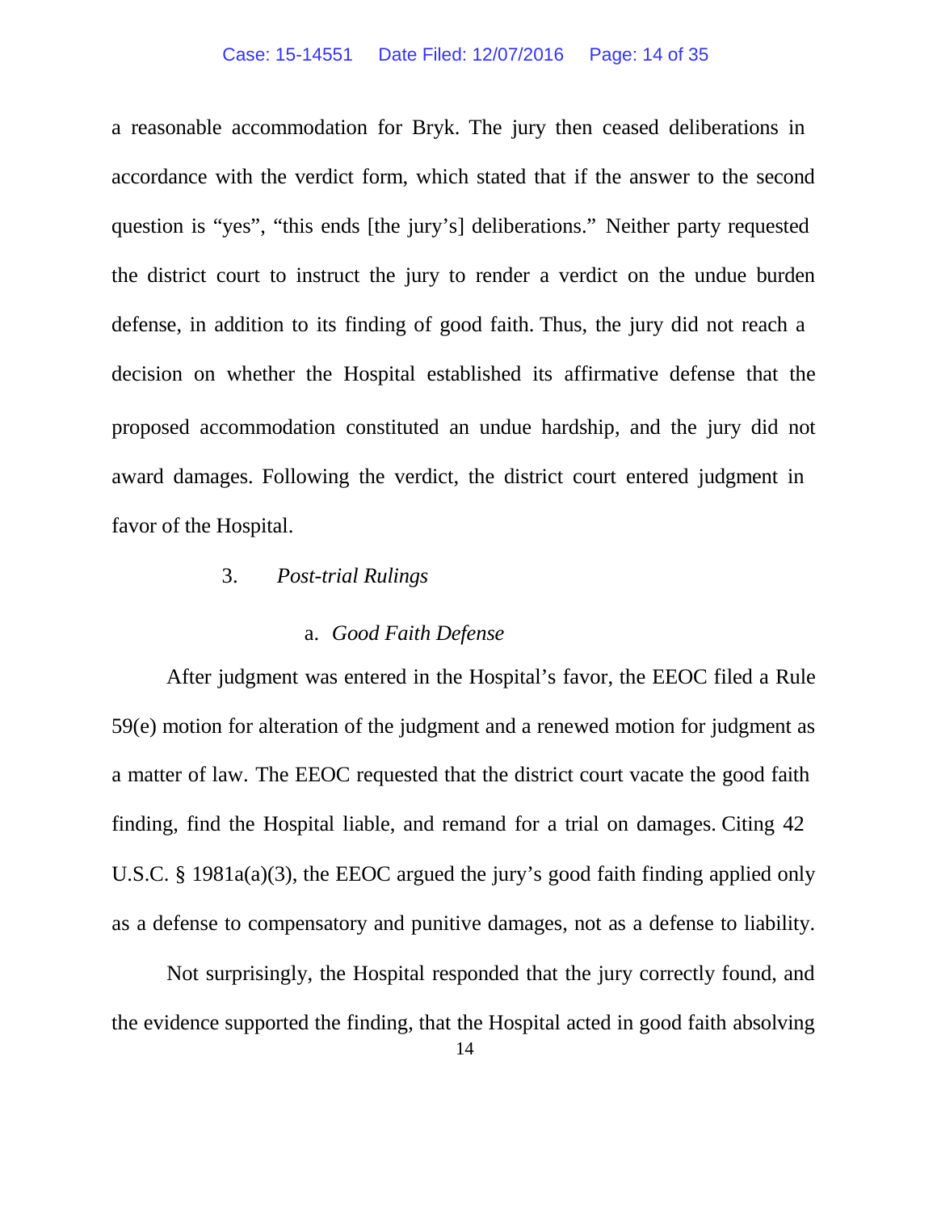a reasonable accommodation for Bryk. The jury then ceased deliberations in accordance with the verdict form, which stated that if the answer to the second question is "yes", "this ends [the jury's] deliberations." Neither party requested the district court to instruct the jury to render a verdict on the undue burden defense, in addition to its finding of good faith. Thus, the jury did not reach a decision on whether the Hospital established its affirmative defense that the proposed accommodation constituted an undue hardship, and the jury did not award damages. Following the verdict, the district court entered judgment in favor of the Hospital.

### 3. *Post-trial Rulings*

#### a. *Good Faith Defense*

After judgment was entered in the Hospital's favor, the EEOC filed a Rule 59(e) motion for alteration of the judgment and a renewed motion for judgment as a matter of law. The EEOC requested that the district court vacate the good faith finding, find the Hospital liable, and remand for a trial on damages. Citing 42 U.S.C. § 1981a(a)(3), the EEOC argued the jury's good faith finding applied only as a defense to compensatory and punitive damages, not as a defense to liability.

Not surprisingly, the Hospital responded that the jury correctly found, and the evidence supported the finding, that the Hospital acted in good faith absolving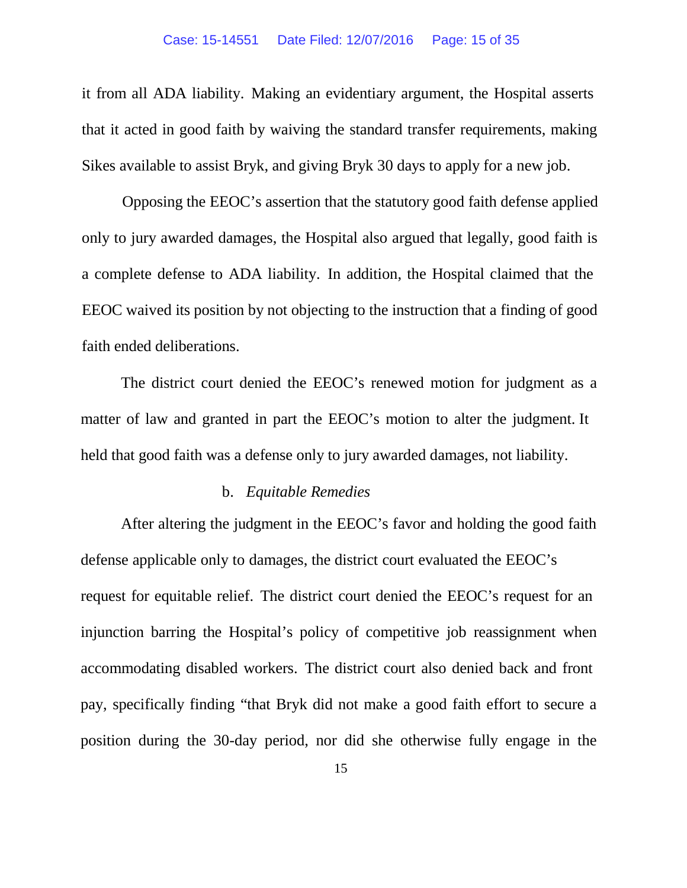it from all ADA liability. Making an evidentiary argument, the Hospital asserts that it acted in good faith by waiving the standard transfer requirements, making Sikes available to assist Bryk, and giving Bryk 30 days to apply for a new job.

Opposing the EEOC's assertion that the statutory good faith defense applied only to jury awarded damages, the Hospital also argued that legally, good faith is a complete defense to ADA liability. In addition, the Hospital claimed that the EEOC waived its position by not objecting to the instruction that a finding of good faith ended deliberations.

The district court denied the EEOC's renewed motion for judgment as a matter of law and granted in part the EEOC's motion to alter the judgment. It held that good faith was a defense only to jury awarded damages, not liability.

b. *Equitable Remedies*

After altering the judgment in the EEOC's favor and holding the good faith defense applicable only to damages, the district court evaluated the EEOC's request for equitable relief. The district court denied the EEOC's request for an injunction barring the Hospital's policy of competitive job reassignment when accommodating disabled workers. The district court also denied back and front pay, specifically finding "that Bryk did not make a good faith effort to secure a position during the 30-day period, nor did she otherwise fully engage in the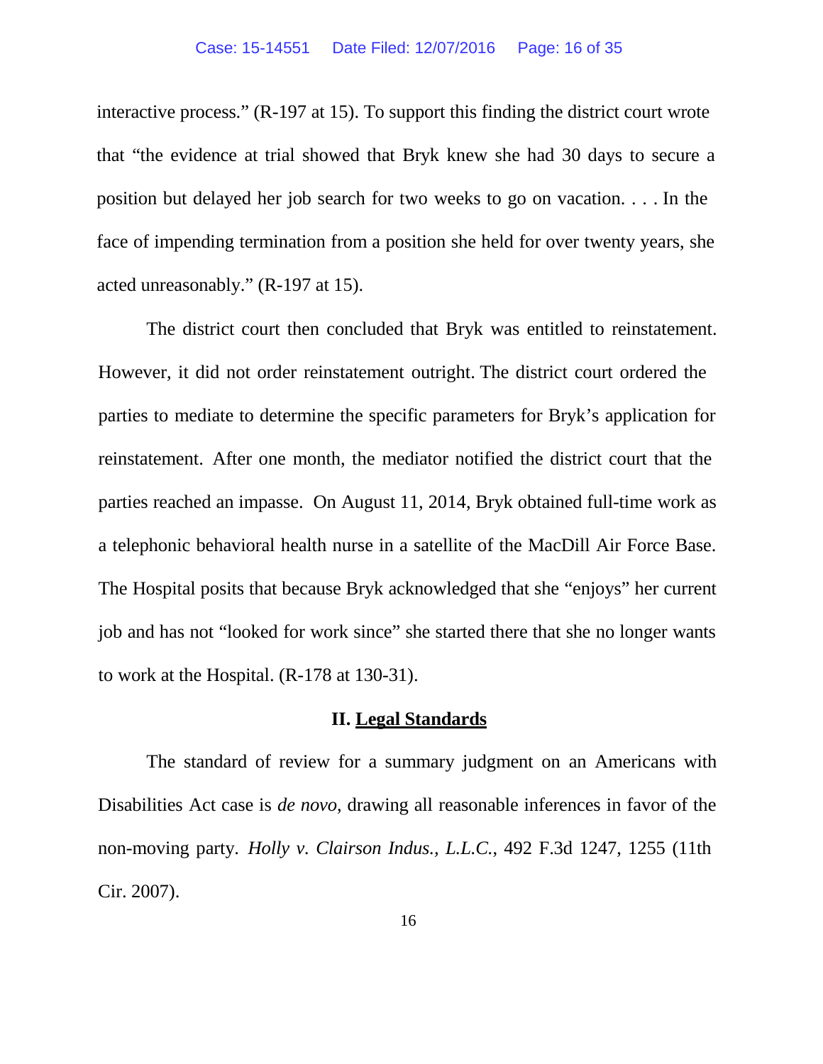interactive process." (R-197 at 15). To support this finding the district court wrote that "the evidence at trial showed that Bryk knew she had 30 days to secure a position but delayed her job search for two weeks to go on vacation. . . . In the face of impending termination from a position she held for over twenty years, she acted unreasonably." (R-197 at 15).

The district court then concluded that Bryk was entitled to reinstatement. However, it did not order reinstatement outright. The district court ordered the parties to mediate to determine the specific parameters for Bryk's application for reinstatement. After one month, the mediator notified the district court that the parties reached an impasse. On August 11, 2014, Bryk obtained full-time work as a telephonic behavioral health nurse in a satellite of the MacDill Air Force Base. The Hospital posits that because Bryk acknowledged that she "enjoys" her current job and has not "looked for work since" she started there that she no longer wants to work at the Hospital. (R-178 at 130-31).

## II. Legal Standards

The standard of review for a summary judgment on an Americans with Disabilities Act case is *de novo*, drawing all reasonable inferences in favor of the non-moving party. *Holly v. Clairson Indus., L.L.C.*, 492 F.3d 1247, 1255 (11th Cir. 2007).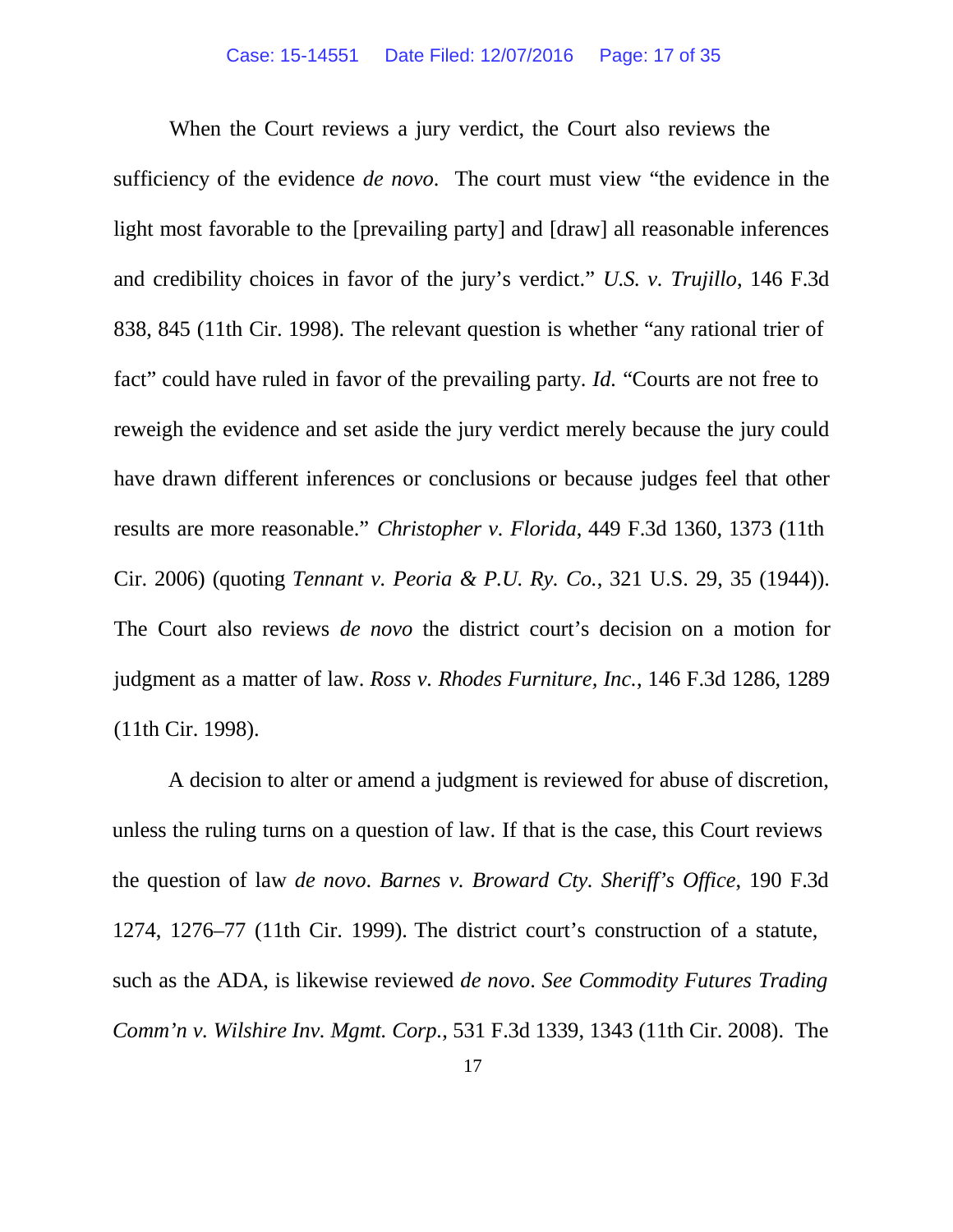When the Court reviews a jury verdict, the Court also reviews the sufficiency of the evidence *de novo*. The court must view "the evidence in the light most favorable to the [prevailing party] and [draw] all reasonable inferences and credibility choices in favor of the jury's verdict." *U.S. v. Trujillo*, 146 F.3d 838, 845 (11th Cir. 1998). The relevant question is whether "any rational trier of fact" could have ruled in favor of the prevailing party. *Id.* "Courts are not free to reweigh the evidence and set aside the jury verdict merely because the jury could have drawn different inferences or conclusions or because judges feel that other results are more reasonable." *Christopher v. Florida*, 449 F.3d 1360, 1373 (11th Cir. 2006) (quoting *Tennant v. Peoria & P.U. Ry. Co.*, 321 U.S. 29, 35 (1944)). The Court also reviews *de novo* the district court's decision on a motion for judgment as a matter of law. *Ross v. Rhodes Furniture, Inc.*, 146 F.3d 1286, 1289 (11th Cir. 1998).

A decision to alter or amend a judgment is reviewed for abuse of discretion, unless the ruling turns on a question of law. If that is the case, this Court reviews the question of law *de novo*. *Barnes v. Broward Cty. Sheriff's Office*, 190 F.3d 1274, 1276–77 (11th Cir. 1999). The district court's construction of a statute, such as the ADA, is likewise reviewed *de novo*. *See Commodity Futures Trading Comm'n v. Wilshire Inv. Mgmt. Corp.*, 531 F.3d 1339, 1343 (11th Cir. 2008). The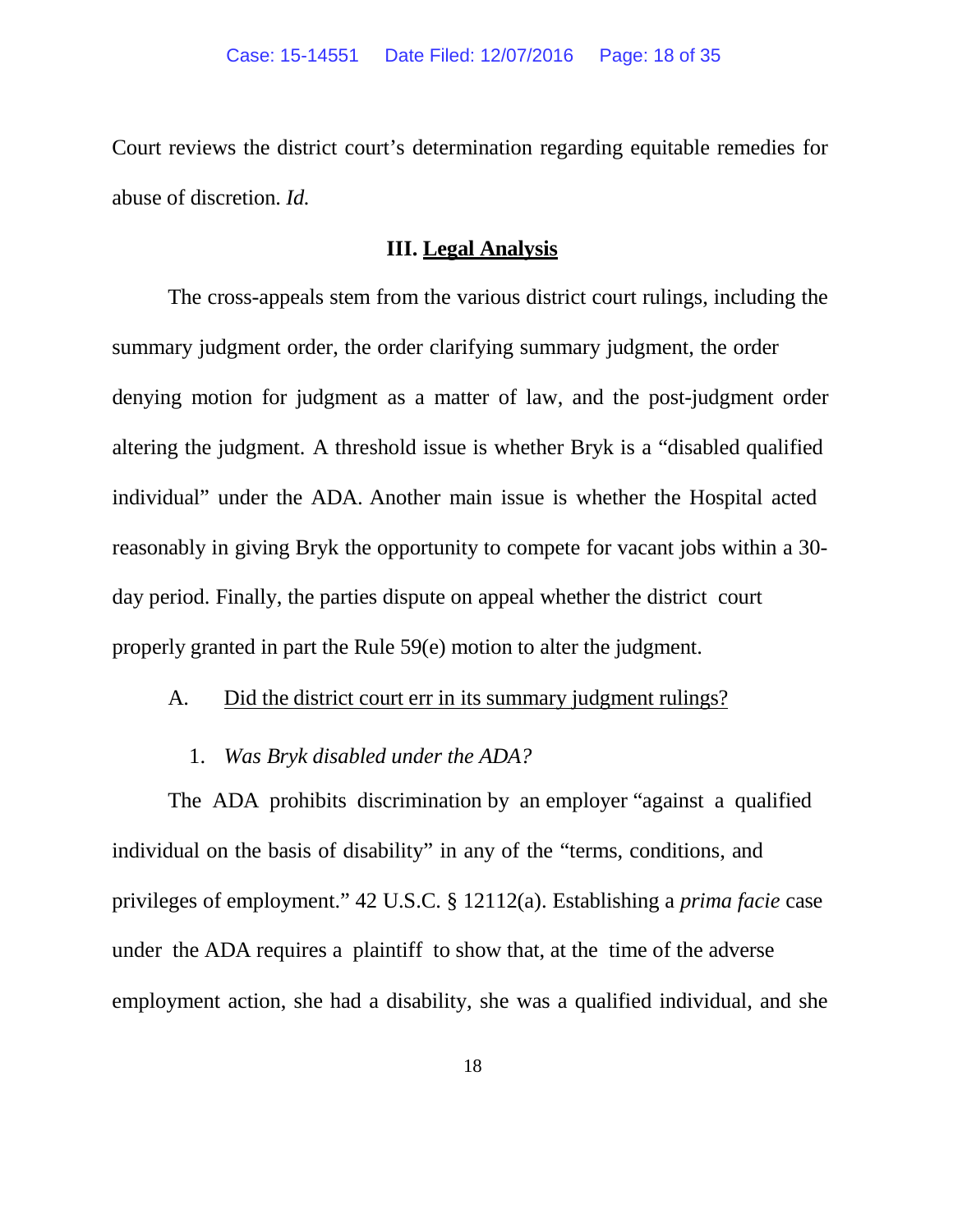Court reviews the district court's determination regarding equitable remedies for abuse of discretion. *Id.*

## III. Legal Analysis

The cross-appeals stem from the various district court rulings, including the summary judgment order, the order clarifying summary judgment, the order denying motion for judgment as a matter of law, and the post-judgment order altering the judgment. A threshold issue is whether Bryk is a "disabled qualified individual" under the ADA. Another main issue is whether the Hospital acted reasonably in giving Bryk the opportunity to compete for vacant jobs within a 30-day period. Finally, the parties dispute on appeal whether the district court properly granted in part the Rule 59(e) motion to alter the judgment.

### A. Did the district court err in its summary judgment rulings?

#### 1. *Was Bryk disabled under the ADA?*

The ADA prohibits discrimination by an employer "against a qualified individual on the basis of disability" in any of the "terms, conditions, and privileges of employment." 42 U.S.C. § 12112(a). Establishing a *prima facie* case under the ADA requires a plaintiff to show that, at the time of the adverse employment action, she had a disability, she was a qualified individual, and she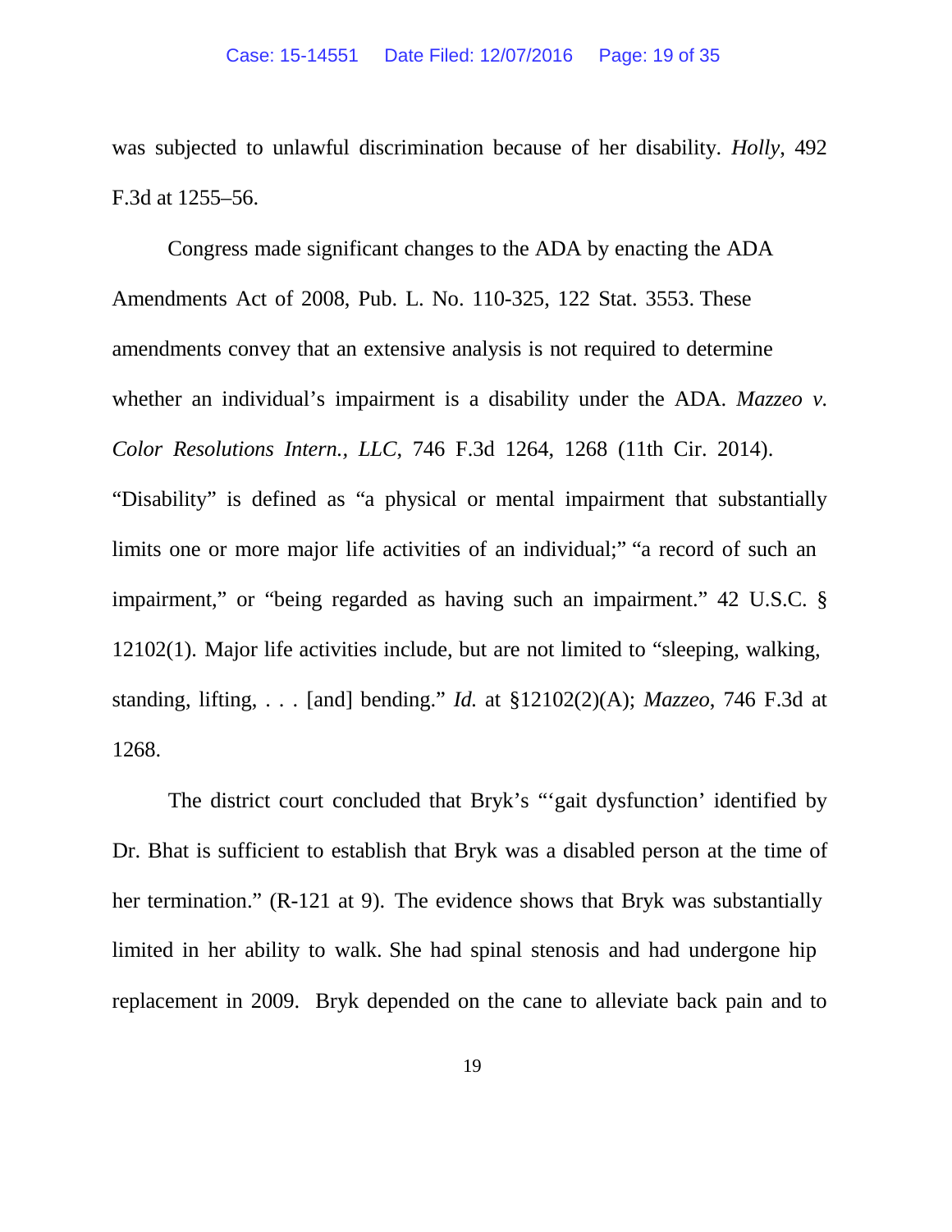was subjected to unlawful discrimination because of her disability. *Holly*, 492 F.3d at 1255–56.

Congress made significant changes to the ADA by enacting the ADA Amendments Act of 2008, Pub. L. No. 110-325, 122 Stat. 3553. These amendments convey that an extensive analysis is not required to determine whether an individual's impairment is a disability under the ADA. *Mazzeo v. Color Resolutions Intern., LLC*, 746 F.3d 1264, 1268 (11th Cir. 2014). "Disability" is defined as "a physical or mental impairment that substantially limits one or more major life activities of an individual;" "a record of such an impairment," or "being regarded as having such an impairment." 42 U.S.C. § 12102(1). Major life activities include, but are not limited to "sleeping, walking, standing, lifting, . . . [and] bending." *Id.* at §12102(2)(A); *Mazzeo*, 746 F.3d at 1268.

The district court concluded that Bryk's "'gait dysfunction' identified by Dr. Bhat is sufficient to establish that Bryk was a disabled person at the time of her termination." (R-121 at 9). The evidence shows that Bryk was substantially limited in her ability to walk. She had spinal stenosis and had undergone hip replacement in 2009. Bryk depended on the cane to alleviate back pain and to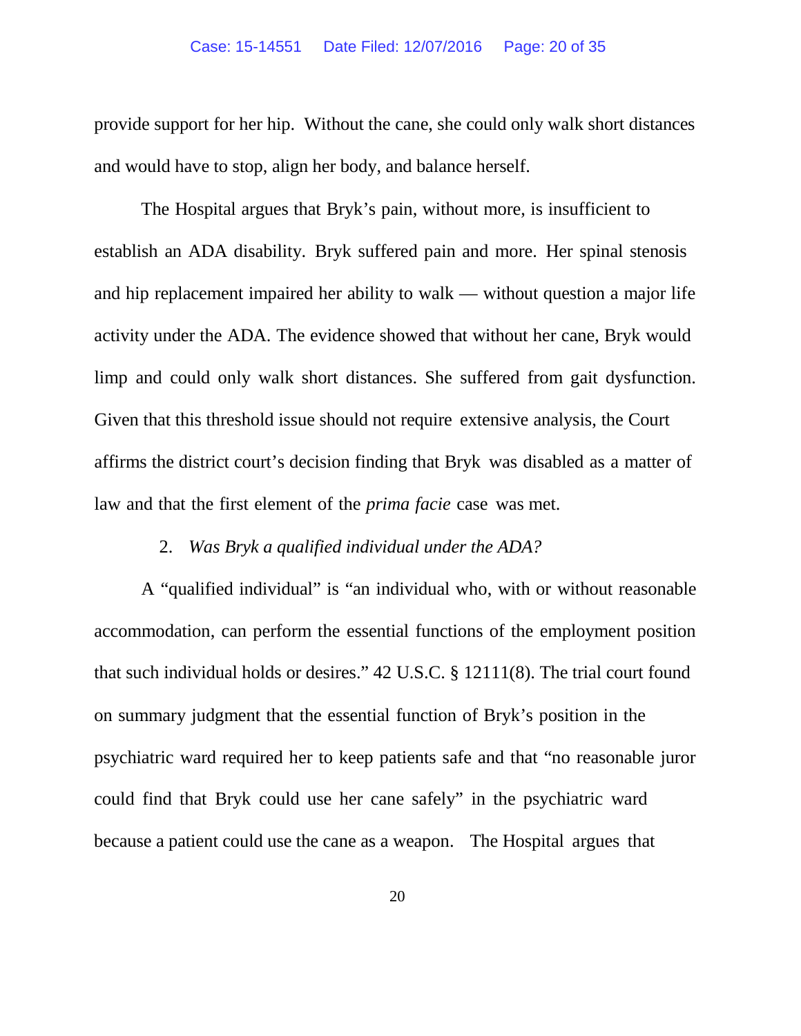provide support for her hip. Without the cane, she could only walk short distances and would have to stop, align her body, and balance herself.

The Hospital argues that Bryk's pain, without more, is insufficient to establish an ADA disability. Bryk suffered pain and more. Her spinal stenosis and hip replacement impaired her ability to walk — without question a major life activity under the ADA. The evidence showed that without her cane, Bryk would limp and could only walk short distances. She suffered from gait dysfunction. Given that this threshold issue should not require extensive analysis, the Court affirms the district court's decision finding that Bryk was disabled as a matter of law and that the first element of the *prima facie* case was met.

2. *Was Bryk a qualified individual under the ADA?*

A "qualified individual" is "an individual who, with or without reasonable accommodation, can perform the essential functions of the employment position that such individual holds or desires." 42 U.S.C. § 12111(8). The trial court found on summary judgment that the essential function of Bryk's position in the psychiatric ward required her to keep patients safe and that "no reasonable juror could find that Bryk could use her cane safely" in the psychiatric ward because a patient could use the cane as a weapon. The Hospital argues that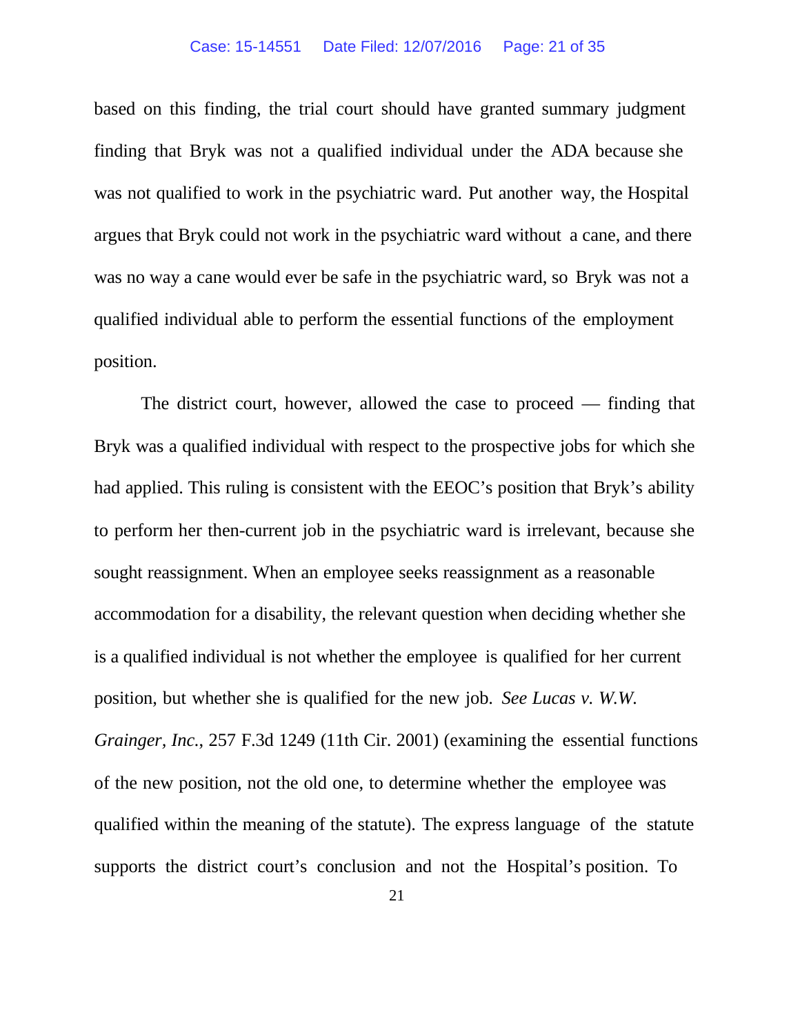based on this finding, the trial court should have granted summary judgment finding that Bryk was not a qualified individual under the ADA because she was not qualified to work in the psychiatric ward. Put another way, the Hospital argues that Bryk could not work in the psychiatric ward without a cane, and there was no way a cane would ever be safe in the psychiatric ward, so Bryk was not a qualified individual able to perform the essential functions of the employment position.

The district court, however, allowed the case to proceed — finding that Bryk was a qualified individual with respect to the prospective jobs for which she had applied. This ruling is consistent with the EEOC's position that Bryk's ability to perform her then-current job in the psychiatric ward is irrelevant, because she sought reassignment. When an employee seeks reassignment as a reasonable accommodation for a disability, the relevant question when deciding whether she is a qualified individual is not whether the employee is qualified for her current position, but whether she is qualified for the new job. *See Lucas v. W.W. Grainger, Inc.*, 257 F.3d 1249 (11th Cir. 2001) (examining the essential functions of the new position, not the old one, to determine whether the employee was qualified within the meaning of the statute). The express language of the statute supports the district court's conclusion and not the Hospital's position. To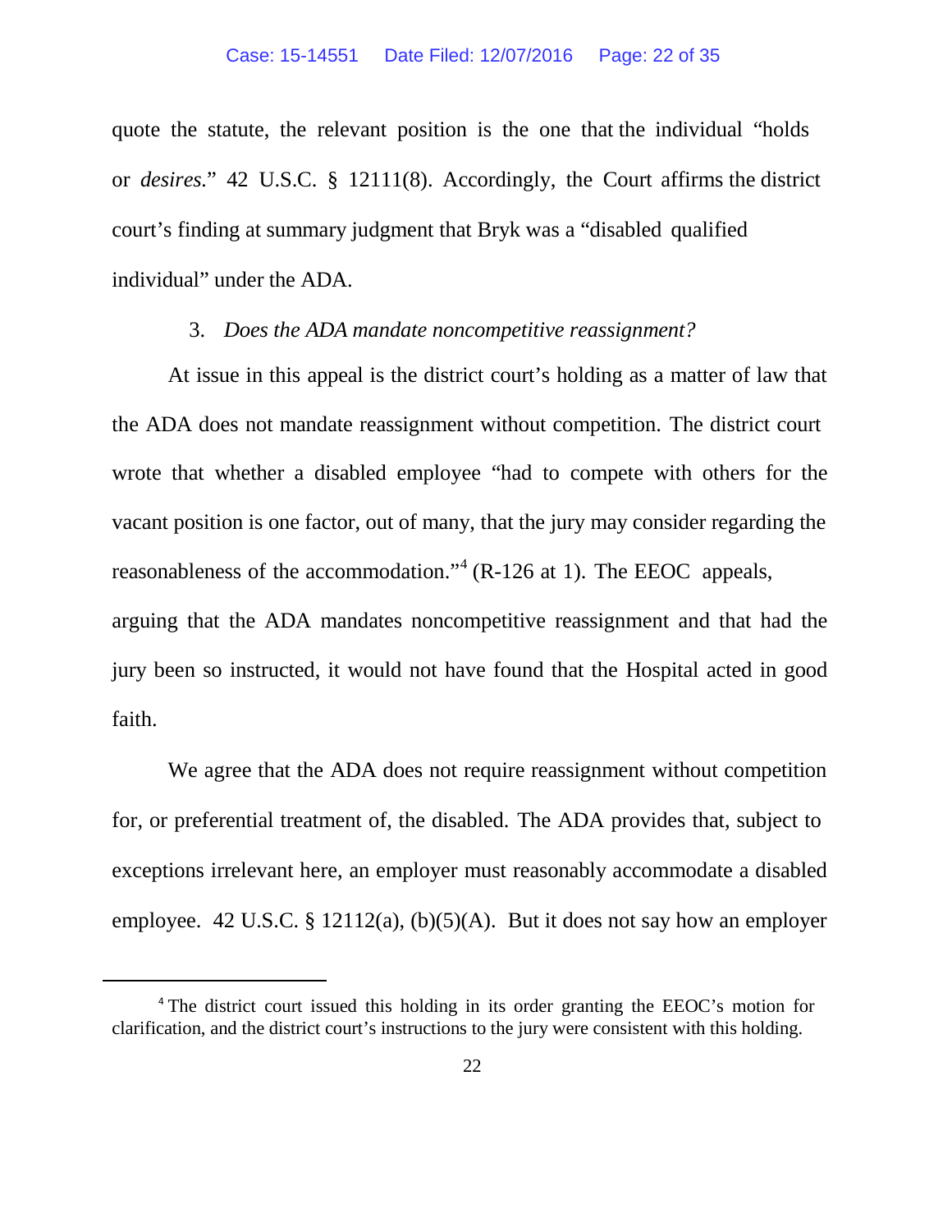quote the statute, the relevant position is the one that the individual "holds or *desires*." 42 U.S.C. § 12111(8). Accordingly, the Court affirms the district court's finding at summary judgment that Bryk was a "disabled qualified individual" under the ADA.

3. *Does the ADA mandate noncompetitive reassignment?*

At issue in this appeal is the district court's holding as a matter of law that the ADA does not mandate reassignment without competition. The district court wrote that whether a disabled employee "had to compete with others for the vacant position is one factor, out of many, that the jury may consider regarding the reasonableness of the accommodation."[4] (R-126 at 1). The EEOC appeals, arguing that the ADA mandates noncompetitive reassignment and that had the jury been so instructed, it would not have found that the Hospital acted in good faith.

We agree that the ADA does not require reassignment without competition for, or preferential treatment of, the disabled. The ADA provides that, subject to exceptions irrelevant here, an employer must reasonably accommodate a disabled employee. 42 U.S.C. § 12112(a), (b)(5)(A). But it does not say how an employer

[4] The district court issued this holding in its order granting the EEOC's motion for clarification, and the district court's instructions to the jury were consistent with this holding.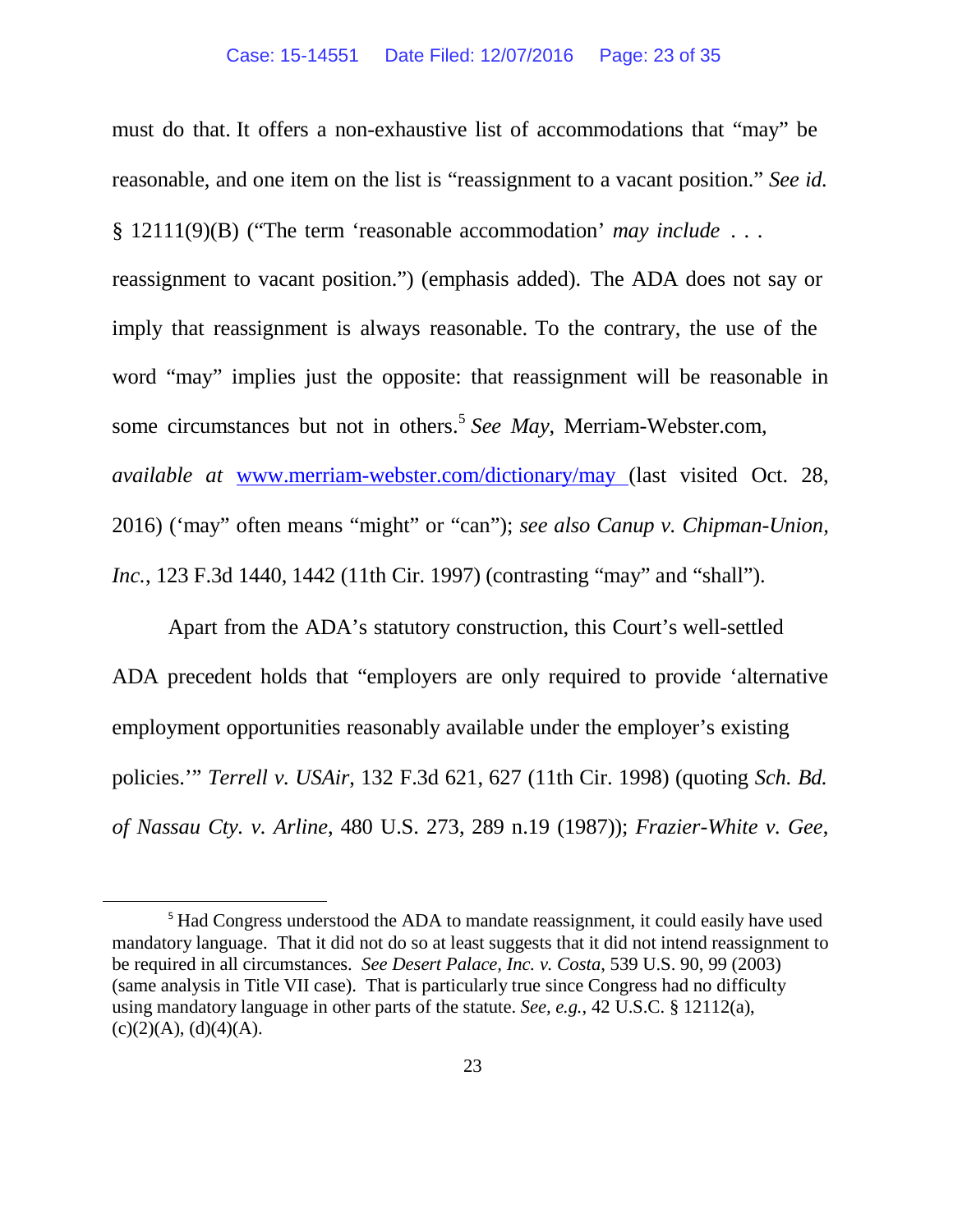must do that. It offers a non-exhaustive list of accommodations that "may" be reasonable, and one item on the list is "reassignment to a vacant position." *See id.* § 12111(9)(B) ("The term 'reasonable accommodation' *may include* . . . reassignment to vacant position.") (emphasis added). The ADA does not say or imply that reassignment is always reasonable. To the contrary, the use of the word "may" implies just the opposite: that reassignment will be reasonable in some circumstances but not in others.[5] *See May,* Merriam-Webster.com, *available at* [www.merriam-webster.com/dictionary/may](www.merriam-webster.com/dictionary/may) (last visited Oct. 28, 2016) ('may" often means "might" or "can"); *see also Canup v. Chipman-Union, Inc.*, 123 F.3d 1440, 1442 (11th Cir. 1997) (contrasting "may" and "shall").

Apart from the ADA's statutory construction, this Court's well-settled ADA precedent holds that "employers are only required to provide 'alternative employment opportunities reasonably available under the employer's existing policies.'" *Terrell v. USAir*, 132 F.3d 621, 627 (11th Cir. 1998) (quoting *Sch. Bd. of Nassau Cty. v. Arline*, 480 U.S. 273, 289 n.19 (1987)); *Frazier-White v. Gee*,

---

[5] Had Congress understood the ADA to mandate reassignment, it could easily have used mandatory language. That it did not do so at least suggests that it did not intend reassignment to be required in all circumstances. *See Desert Palace, Inc. v. Costa*, 539 U.S. 90, 99 (2003) (same analysis in Title VII case). That is particularly true since Congress had no difficulty using mandatory language in other parts of the statute. *See, e.g.*, 42 U.S.C. § 12112(a), (c)(2)(A), (d)(4)(A).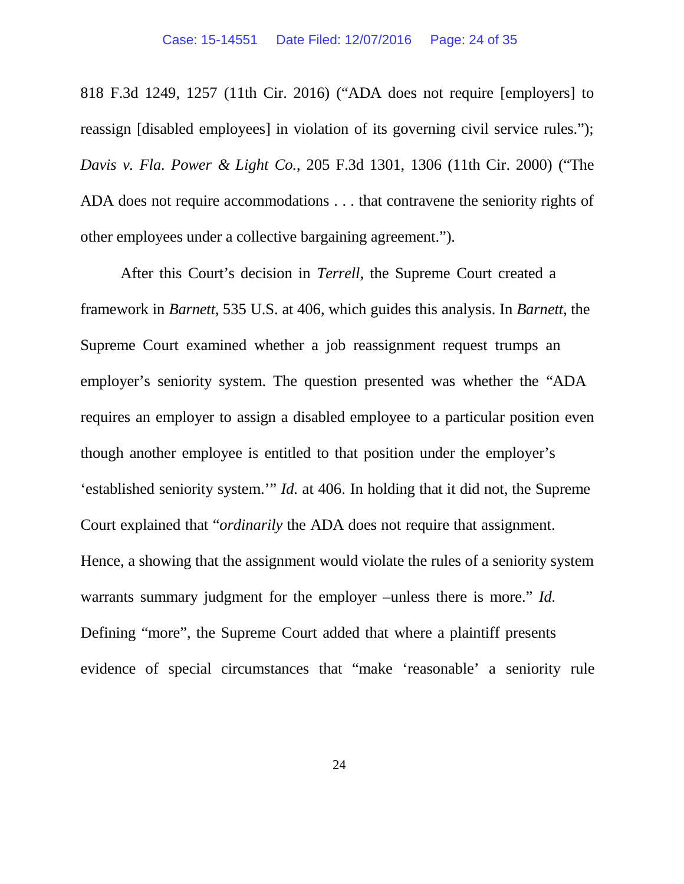818 F.3d 1249, 1257 (11th Cir. 2016) ("ADA does not require [employers] to reassign [disabled employees] in violation of its governing civil service rules."); *Davis v. Fla. Power & Light Co.*, 205 F.3d 1301, 1306 (11th Cir. 2000) ("The ADA does not require accommodations . . . that contravene the seniority rights of other employees under a collective bargaining agreement.").

After this Court's decision in *Terrell*, the Supreme Court created a framework in *Barnett*, 535 U.S. at 406, which guides this analysis. In *Barnett*, the Supreme Court examined whether a job reassignment request trumps an employer's seniority system. The question presented was whether the "ADA requires an employer to assign a disabled employee to a particular position even though another employee is entitled to that position under the employer's 'established seniority system.'" *Id.* at 406. In holding that it did not, the Supreme Court explained that "*ordinarily* the ADA does not require that assignment. Hence, a showing that the assignment would violate the rules of a seniority system warrants summary judgment for the employer –unless there is more." *Id.* Defining "more", the Supreme Court added that where a plaintiff presents evidence of special circumstances that "make 'reasonable' a seniority rule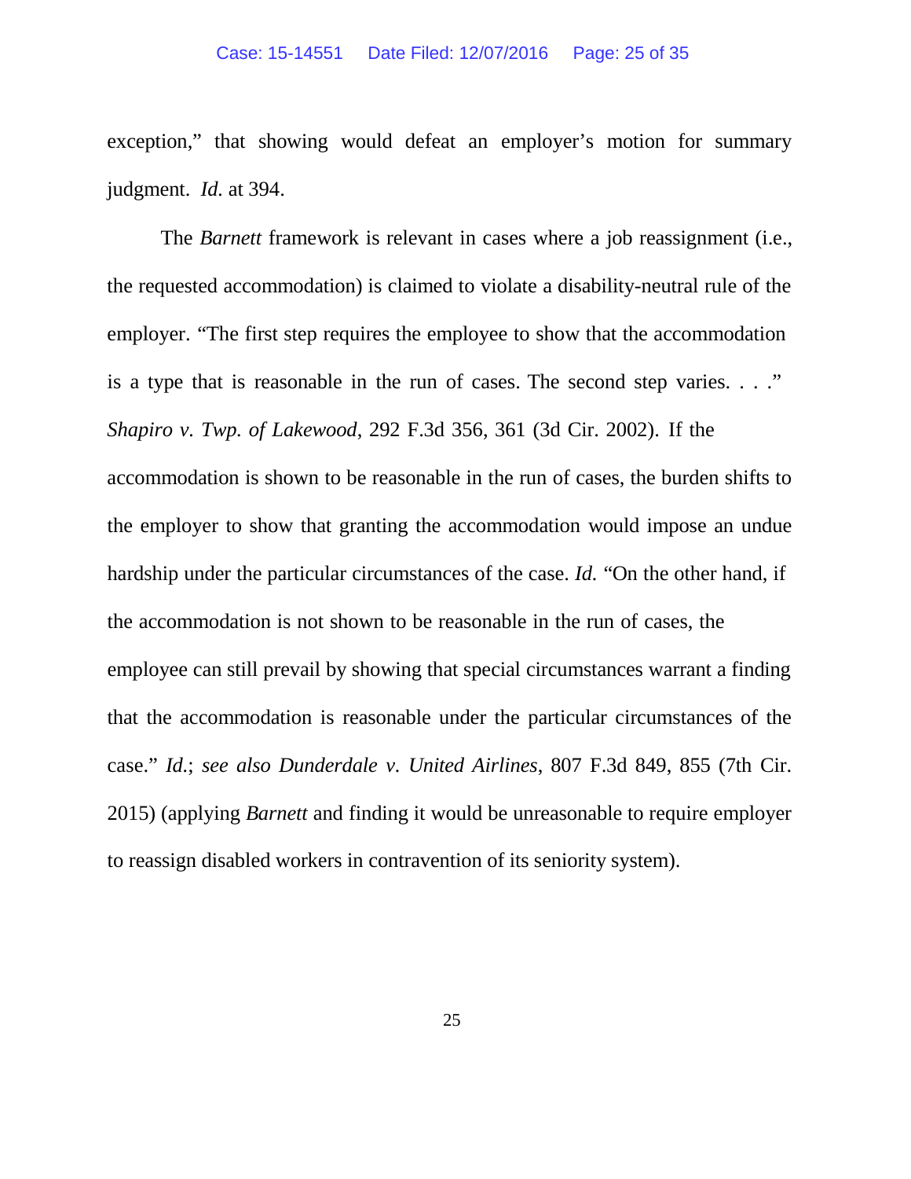exception," that showing would defeat an employer's motion for summary judgment. *Id.* at 394.

The *Barnett* framework is relevant in cases where a job reassignment (i.e., the requested accommodation) is claimed to violate a disability-neutral rule of the employer. "The first step requires the employee to show that the accommodation is a type that is reasonable in the run of cases. The second step varies. . . ." *Shapiro v. Twp. of Lakewood*, 292 F.3d 356, 361 (3d Cir. 2002). If the accommodation is shown to be reasonable in the run of cases, the burden shifts to the employer to show that granting the accommodation would impose an undue hardship under the particular circumstances of the case. *Id.* "On the other hand, if the accommodation is not shown to be reasonable in the run of cases, the employee can still prevail by showing that special circumstances warrant a finding that the accommodation is reasonable under the particular circumstances of the case." *Id.*; *see also Dunderdale v. United Airlines*, 807 F.3d 849, 855 (7th Cir. 2015) (applying *Barnett* and finding it would be unreasonable to require employer to reassign disabled workers in contravention of its seniority system).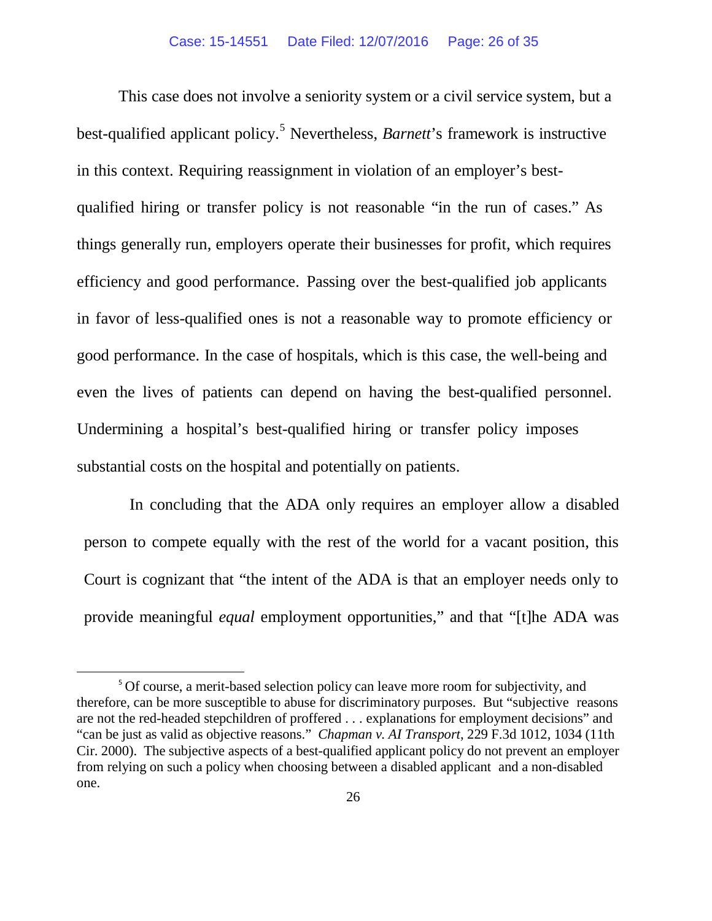This case does not involve a seniority system or a civil service system, but a best-qualified applicant policy.[5] Nevertheless, *Barnett*'s framework is instructive in this context. Requiring reassignment in violation of an employer's best-qualified hiring or transfer policy is not reasonable "in the run of cases." As things generally run, employers operate their businesses for profit, which requires efficiency and good performance. Passing over the best-qualified job applicants in favor of less-qualified ones is not a reasonable way to promote efficiency or good performance. In the case of hospitals, which is this case, the well-being and even the lives of patients can depend on having the best-qualified personnel. Undermining a hospital's best-qualified hiring or transfer policy imposes substantial costs on the hospital and potentially on patients.

In concluding that the ADA only requires an employer allow a disabled person to compete equally with the rest of the world for a vacant position, this Court is cognizant that "the intent of the ADA is that an employer needs only to provide meaningful *equal* employment opportunities," and that "[t]he ADA was

---

[5] Of course, a merit-based selection policy can leave more room for subjectivity, and therefore, can be more susceptible to abuse for discriminatory purposes. But "subjective reasons are not the red-headed stepchildren of proffered . . . explanations for employment decisions" and "can be just as valid as objective reasons." *Chapman v. AI Transport*, 229 F.3d 1012, 1034 (11th Cir. 2000). The subjective aspects of a best-qualified applicant policy do not prevent an employer from relying on such a policy when choosing between a disabled applicant and a non-disabled one.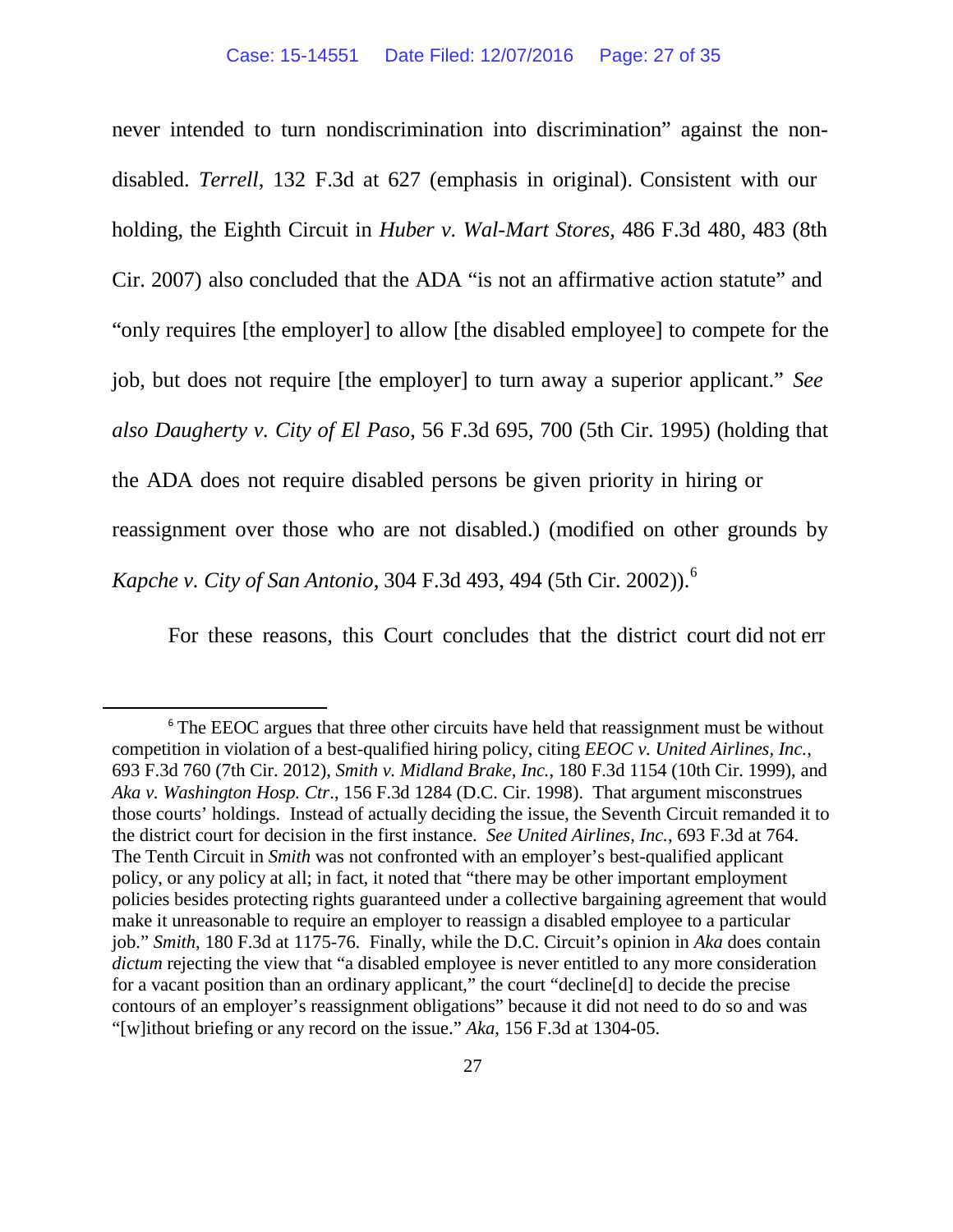never intended to turn nondiscrimination into discrimination" against the non-disabled. *Terrell*, 132 F.3d at 627 (emphasis in original). Consistent with our holding, the Eighth Circuit in *Huber v. Wal-Mart Stores,* 486 F.3d 480, 483 (8th Cir. 2007) also concluded that the ADA "is not an affirmative action statute" and "only requires [the employer] to allow [the disabled employee] to compete for the job, but does not require [the employer] to turn away a superior applicant." *See also Daugherty v. City of El Paso*, 56 F.3d 695, 700 (5th Cir. 1995) (holding that the ADA does not require disabled persons be given priority in hiring or reassignment over those who are not disabled.) (modified on other grounds by *Kapche v. City of San Antonio*, 304 F.3d 493, 494 (5th Cir. 2002)).[6]

For these reasons, this Court concludes that the district court did not err

---

[6] The EEOC argues that three other circuits have held that reassignment must be without competition in violation of a best-qualified hiring policy, citing *EEOC v. United Airlines, Inc.*, 693 F.3d 760 (7th Cir. 2012), *Smith v. Midland Brake, Inc.*, 180 F.3d 1154 (10th Cir. 1999), and *Aka v. Washington Hosp. Ctr*., 156 F.3d 1284 (D.C. Cir. 1998). That argument misconstrues those courts' holdings. Instead of actually deciding the issue, the Seventh Circuit remanded it to the district court for decision in the first instance. *See United Airlines, Inc.*, 693 F.3d at 764. The Tenth Circuit in *Smith* was not confronted with an employer's best-qualified applicant policy, or any policy at all; in fact, it noted that "there may be other important employment policies besides protecting rights guaranteed under a collective bargaining agreement that would make it unreasonable to require an employer to reassign a disabled employee to a particular job." *Smith*, 180 F.3d at 1175-76. Finally, while the D.C. Circuit's opinion in *Aka* does contain *dictum* rejecting the view that "a disabled employee is never entitled to any more consideration for a vacant position than an ordinary applicant," the court "decline[d] to decide the precise contours of an employer's reassignment obligations" because it did not need to do so and was "[w]ithout briefing or any record on the issue." *Aka*, 156 F.3d at 1304-05.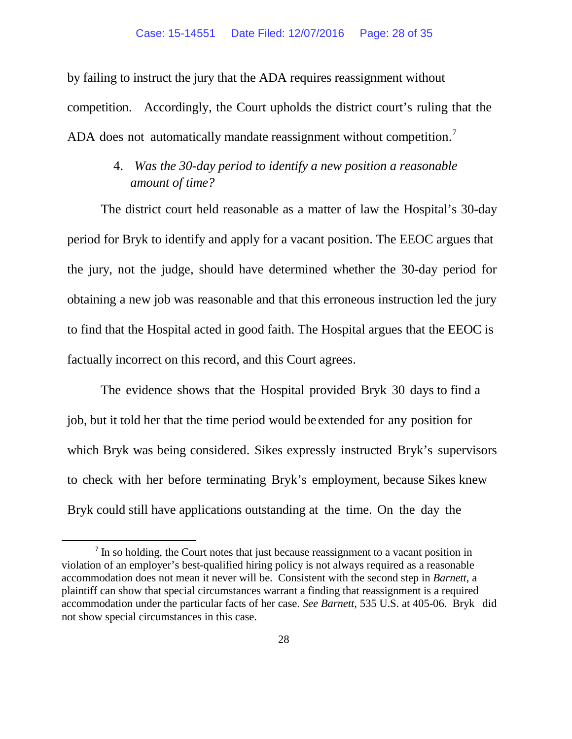by failing to instruct the jury that the ADA requires reassignment without competition. Accordingly, the Court upholds the district court's ruling that the ADA does not automatically mandate reassignment without competition.[7]

4. *Was the 30-day period to identify a new position a reasonable amount of time?*

The district court held reasonable as a matter of law the Hospital's 30-day period for Bryk to identify and apply for a vacant position. The EEOC argues that the jury, not the judge, should have determined whether the 30-day period for obtaining a new job was reasonable and that this erroneous instruction led the jury to find that the Hospital acted in good faith. The Hospital argues that the EEOC is factually incorrect on this record, and this Court agrees.

The evidence shows that the Hospital provided Bryk 30 days to find a job, but it told her that the time period would be extended for any position for which Bryk was being considered. Sikes expressly instructed Bryk's supervisors to check with her before terminating Bryk's employment, because Sikes knew Bryk could still have applications outstanding at the time. On the day the

---

[7] In so holding, the Court notes that just because reassignment to a vacant position in violation of an employer's best-qualified hiring policy is not always required as a reasonable accommodation does not mean it never will be. Consistent with the second step in *Barnett*, a plaintiff can show that special circumstances warrant a finding that reassignment is a required accommodation under the particular facts of her case. *See Barnett*, 535 U.S. at 405-06. Bryk did not show special circumstances in this case.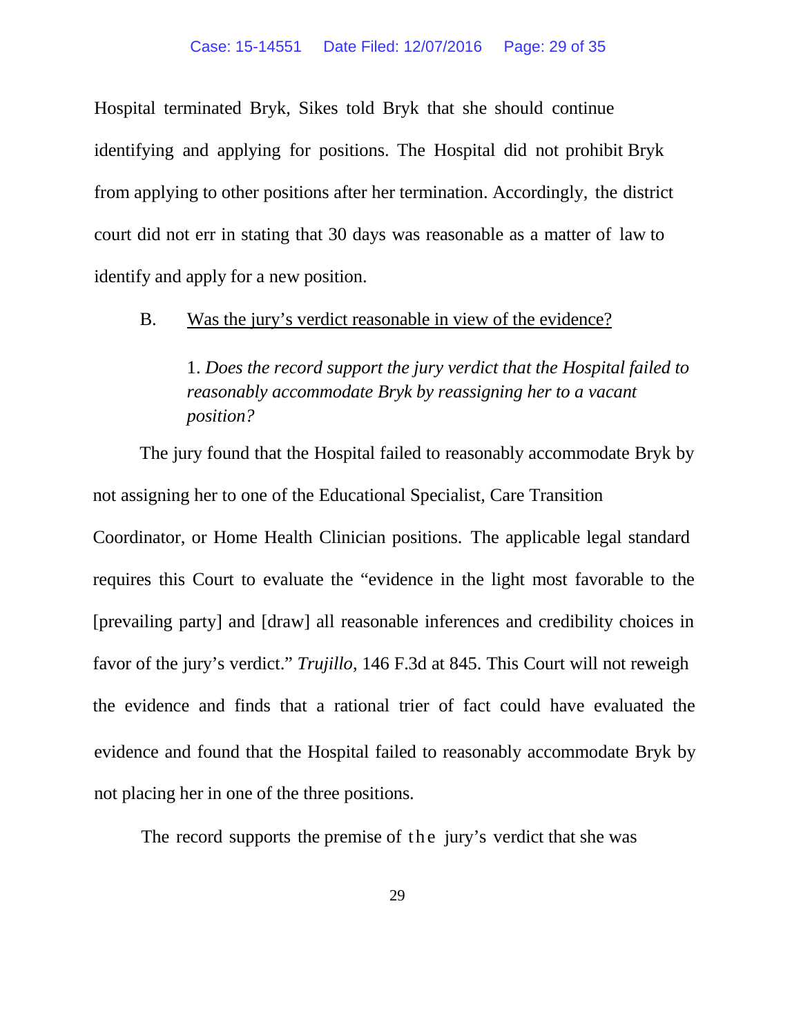Hospital terminated Bryk, Sikes told Bryk that she should continue identifying and applying for positions. The Hospital did not prohibit Bryk from applying to other positions after her termination. Accordingly, the district court did not err in stating that 30 days was reasonable as a matter of law to identify and apply for a new position.

B. Was the jury's verdict reasonable in view of the evidence?

1. *Does the record support the jury verdict that the Hospital failed to reasonably accommodate Bryk by reassigning her to a vacant position?*

The jury found that the Hospital failed to reasonably accommodate Bryk by not assigning her to one of the Educational Specialist, Care Transition Coordinator, or Home Health Clinician positions. The applicable legal standard requires this Court to evaluate the "evidence in the light most favorable to the [prevailing party] and [draw] all reasonable inferences and credibility choices in favor of the jury's verdict." *Trujillo*, 146 F.3d at 845. This Court will not reweigh the evidence and finds that a rational trier of fact could have evaluated the evidence and found that the Hospital failed to reasonably accommodate Bryk by not placing her in one of the three positions.

The record supports the premise of the jury's verdict that she was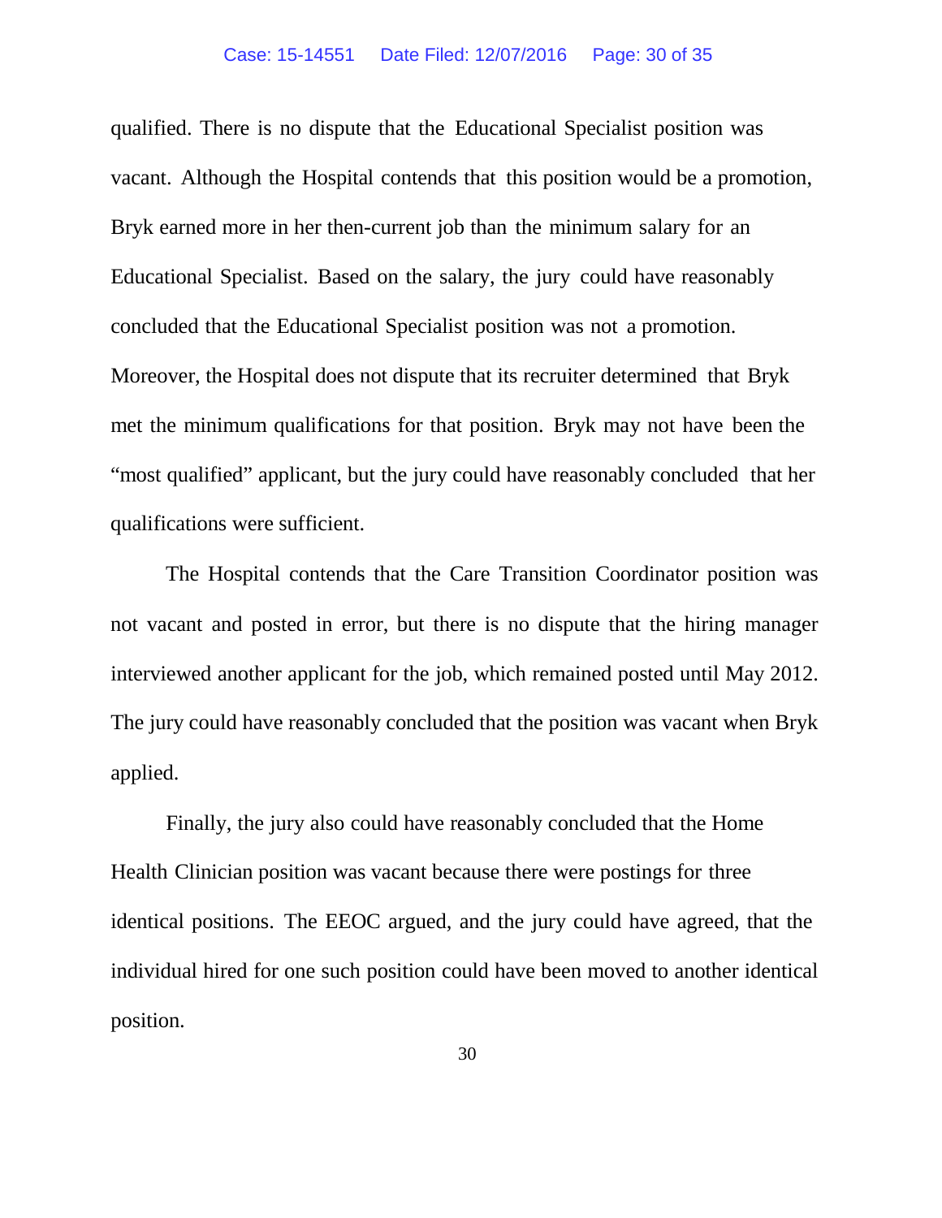qualified. There is no dispute that the Educational Specialist position was vacant. Although the Hospital contends that this position would be a promotion, Bryk earned more in her then-current job than the minimum salary for an Educational Specialist. Based on the salary, the jury could have reasonably concluded that the Educational Specialist position was not a promotion. Moreover, the Hospital does not dispute that its recruiter determined that Bryk met the minimum qualifications for that position. Bryk may not have been the "most qualified" applicant, but the jury could have reasonably concluded that her qualifications were sufficient.

The Hospital contends that the Care Transition Coordinator position was not vacant and posted in error, but there is no dispute that the hiring manager interviewed another applicant for the job, which remained posted until May 2012. The jury could have reasonably concluded that the position was vacant when Bryk applied.

Finally, the jury also could have reasonably concluded that the Home Health Clinician position was vacant because there were postings for three identical positions. The EEOC argued, and the jury could have agreed, that the individual hired for one such position could have been moved to another identical position.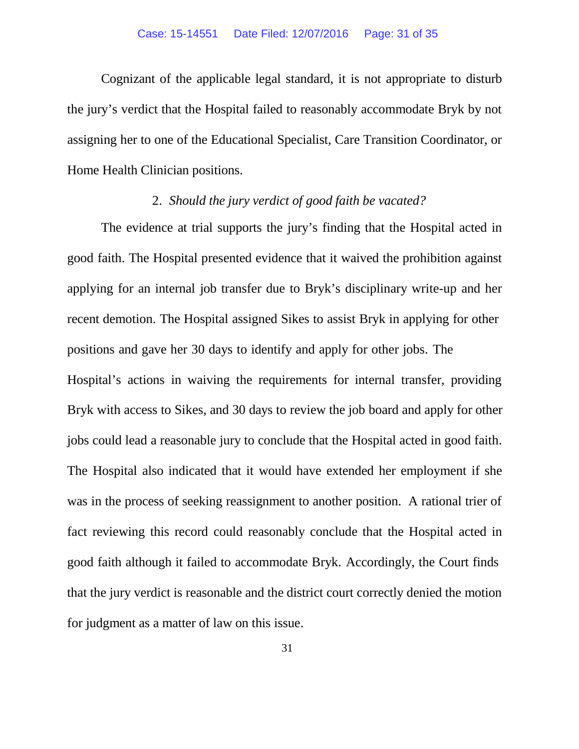Cognizant of the applicable legal standard, it is not appropriate to disturb the jury's verdict that the Hospital failed to reasonably accommodate Bryk by not assigning her to one of the Educational Specialist, Care Transition Coordinator, or Home Health Clinician positions.

2. *Should the jury verdict of good faith be vacated?*

The evidence at trial supports the jury's finding that the Hospital acted in good faith. The Hospital presented evidence that it waived the prohibition against applying for an internal job transfer due to Bryk's disciplinary write-up and her recent demotion. The Hospital assigned Sikes to assist Bryk in applying for other positions and gave her 30 days to identify and apply for other jobs. The Hospital's actions in waiving the requirements for internal transfer, providing Bryk with access to Sikes, and 30 days to review the job board and apply for other jobs could lead a reasonable jury to conclude that the Hospital acted in good faith. The Hospital also indicated that it would have extended her employment if she was in the process of seeking reassignment to another position. A rational trier of fact reviewing this record could reasonably conclude that the Hospital acted in good faith although it failed to accommodate Bryk. Accordingly, the Court finds that the jury verdict is reasonable and the district court correctly denied the motion for judgment as a matter of law on this issue.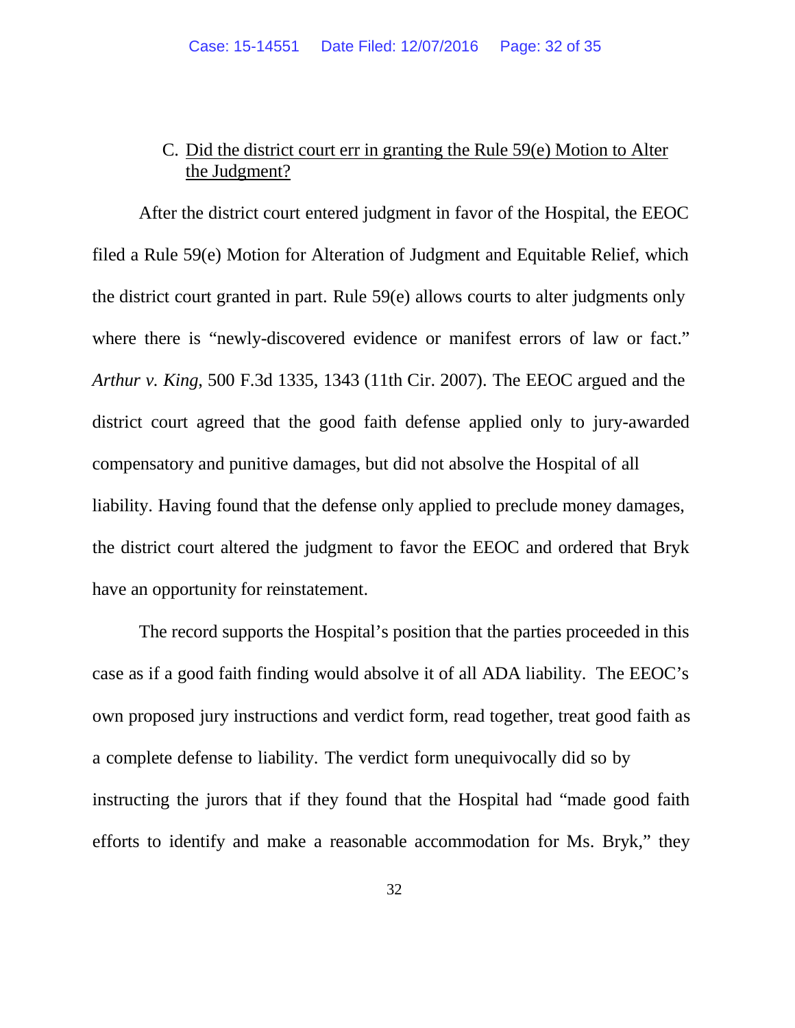C. <u>Did the district court err in granting the Rule 59(e) Motion to Alter the Judgment?</u>

After the district court entered judgment in favor of the Hospital, the EEOC filed a Rule 59(e) Motion for Alteration of Judgment and Equitable Relief, which the district court granted in part. Rule 59(e) allows courts to alter judgments only where there is "newly-discovered evidence or manifest errors of law or fact." *Arthur v. King*, 500 F.3d 1335, 1343 (11th Cir. 2007). The EEOC argued and the district court agreed that the good faith defense applied only to jury-awarded compensatory and punitive damages, but did not absolve the Hospital of all liability. Having found that the defense only applied to preclude money damages, the district court altered the judgment to favor the EEOC and ordered that Bryk have an opportunity for reinstatement.

The record supports the Hospital's position that the parties proceeded in this case as if a good faith finding would absolve it of all ADA liability. The EEOC's own proposed jury instructions and verdict form, read together, treat good faith as a complete defense to liability. The verdict form unequivocally did so by instructing the jurors that if they found that the Hospital had "made good faith efforts to identify and make a reasonable accommodation for Ms. Bryk," they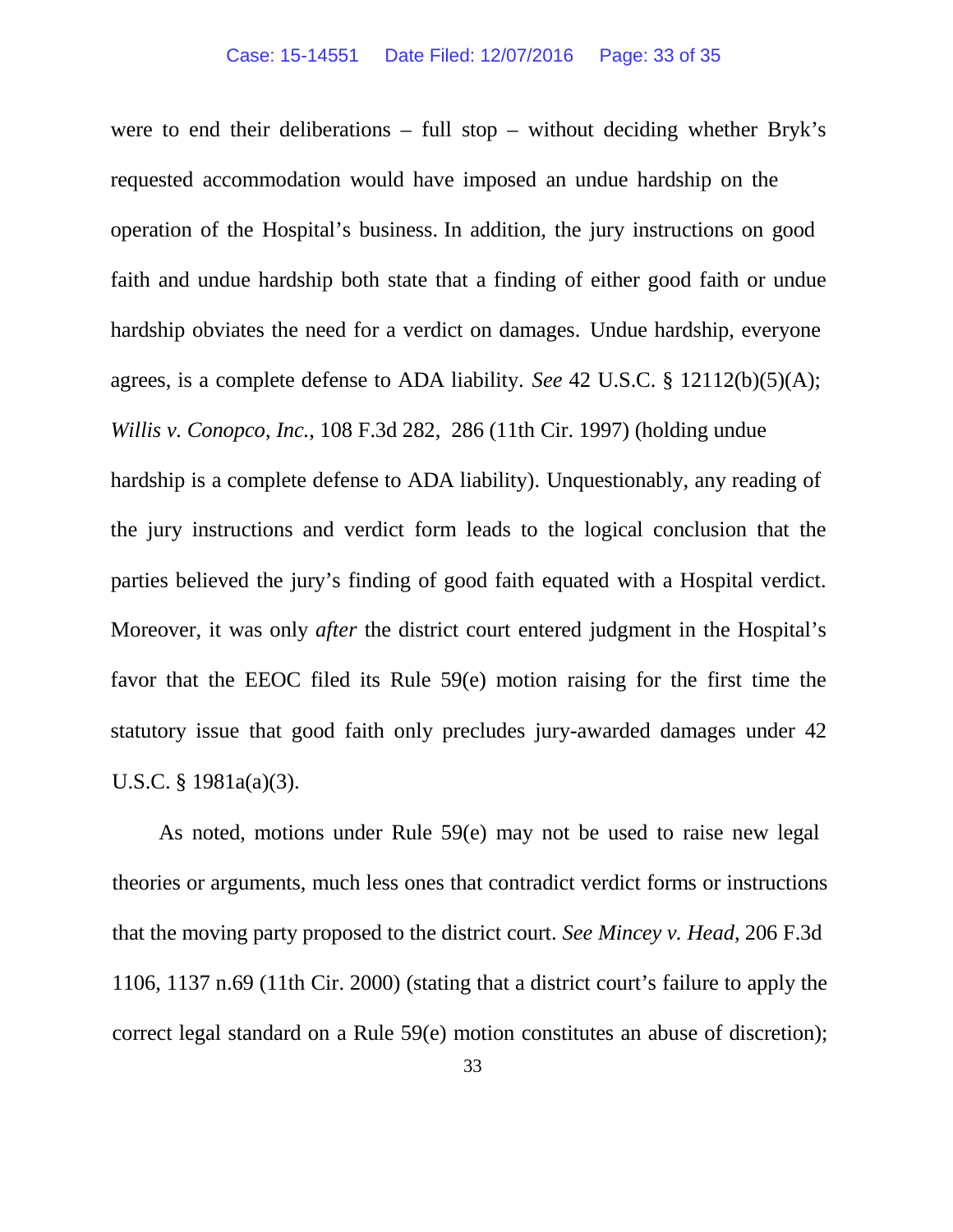were to end their deliberations – full stop – without deciding whether Bryk's requested accommodation would have imposed an undue hardship on the operation of the Hospital's business. In addition, the jury instructions on good faith and undue hardship both state that a finding of either good faith or undue hardship obviates the need for a verdict on damages. Undue hardship, everyone agrees, is a complete defense to ADA liability. *See* 42 U.S.C. § 12112(b)(5)(A); *Willis v. Conopco, Inc.*, 108 F.3d 282, 286 (11th Cir. 1997) (holding undue hardship is a complete defense to ADA liability). Unquestionably, any reading of the jury instructions and verdict form leads to the logical conclusion that the parties believed the jury's finding of good faith equated with a Hospital verdict. Moreover, it was only *after* the district court entered judgment in the Hospital's favor that the EEOC filed its Rule 59(e) motion raising for the first time the statutory issue that good faith only precludes jury-awarded damages under 42 U.S.C. § 1981a(a)(3).

As noted, motions under Rule 59(e) may not be used to raise new legal theories or arguments, much less ones that contradict verdict forms or instructions that the moving party proposed to the district court. *See Mincey v. Head*, 206 F.3d 1106, 1137 n.69 (11th Cir. 2000) (stating that a district court's failure to apply the correct legal standard on a Rule 59(e) motion constitutes an abuse of discretion);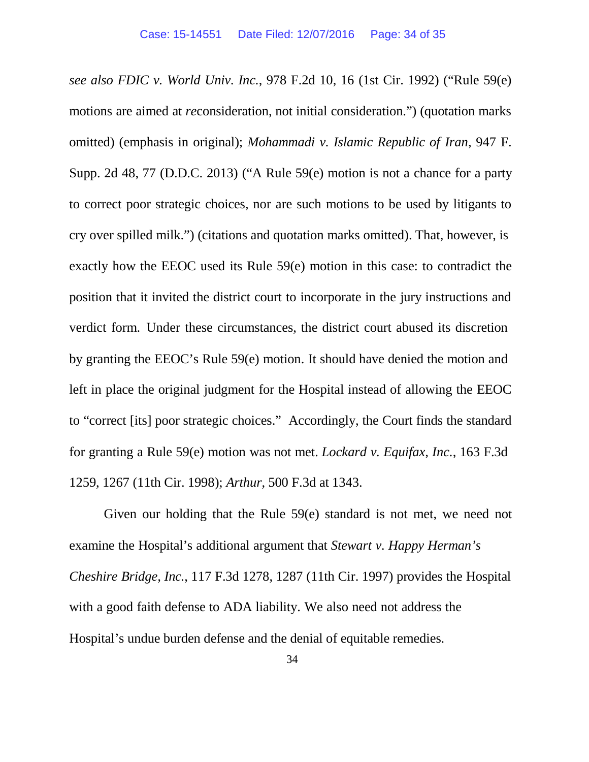*see also FDIC v. World Univ. Inc.*, 978 F.2d 10, 16 (1st Cir. 1992) ("Rule 59(e) motions are aimed at *re*consideration, not initial consideration.") (quotation marks omitted) (emphasis in original); *Mohammadi v. Islamic Republic of Iran*, 947 F. Supp. 2d 48, 77 (D.D.C. 2013) ("A Rule 59(e) motion is not a chance for a party to correct poor strategic choices, nor are such motions to be used by litigants to cry over spilled milk.") (citations and quotation marks omitted). That, however, is exactly how the EEOC used its Rule 59(e) motion in this case: to contradict the position that it invited the district court to incorporate in the jury instructions and verdict form. Under these circumstances, the district court abused its discretion by granting the EEOC's Rule 59(e) motion. It should have denied the motion and left in place the original judgment for the Hospital instead of allowing the EEOC to "correct [its] poor strategic choices." Accordingly, the Court finds the standard for granting a Rule 59(e) motion was not met. *Lockard v. Equifax, Inc.*, 163 F.3d 1259, 1267 (11th Cir. 1998); *Arthur*, 500 F.3d at 1343.

Given our holding that the Rule 59(e) standard is not met, we need not examine the Hospital's additional argument that *Stewart v. Happy Herman's Cheshire Bridge, Inc.*, 117 F.3d 1278, 1287 (11th Cir. 1997) provides the Hospital with a good faith defense to ADA liability. We also need not address the Hospital's undue burden defense and the denial of equitable remedies.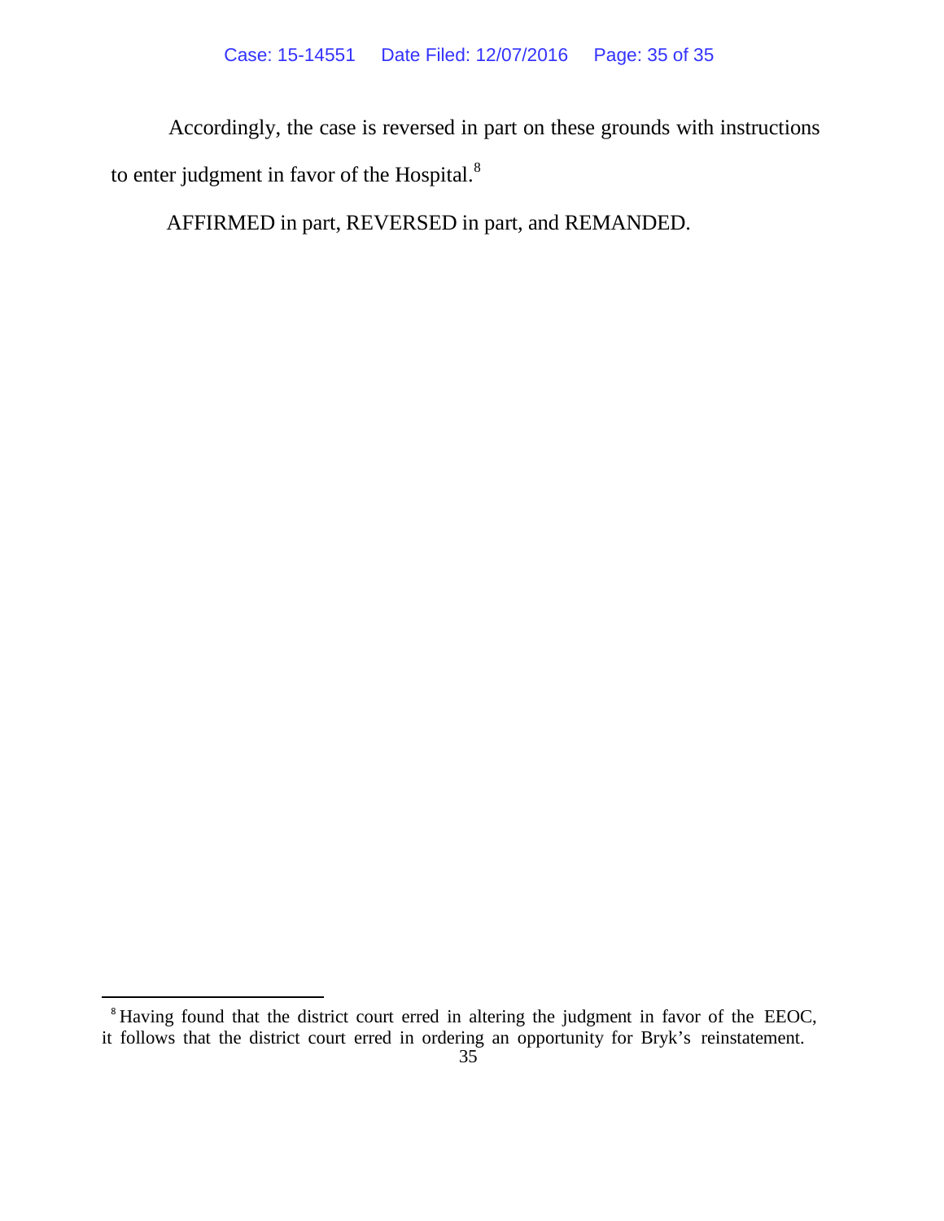Accordingly, the case is reversed in part on these grounds with instructions to enter judgment in favor of the Hospital.[8]

AFFIRMED in part, REVERSED in part, and REMANDED.

[8] Having found that the district court erred in altering the judgment in favor of the EEOC, it follows that the district court erred in ordering an opportunity for Bryk's reinstatement.